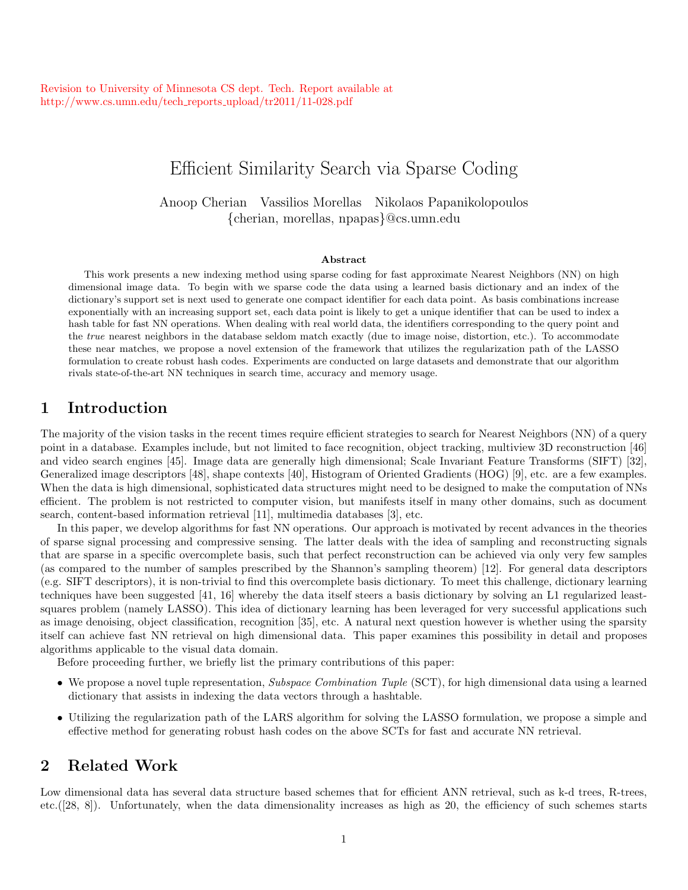Revision to University of Minnesota CS dept. Tech. Report available at http://www.cs.umn.edu/tech_reports_upload/tr2011/11-028.pdf

# Efficient Similarity Search via Sparse Coding

Anoop Cherian Vassilios Morellas Nikolaos Papanikolopoulos
{cherian, morellas, npapas}@cs.umn.edu

**Abstract**

This work presents a new indexing method using sparse coding for fast approximate Nearest Neighbors (NN) on high dimensional image data. To begin with we sparse code the data using a learned basis dictionary and an index of the dictionary's support set is next used to generate one compact identifier for each data point. As basis combinations increase exponentially with an increasing support set, each data point is likely to get a unique identifier that can be used to index a hash table for fast NN operations. When dealing with real world data, the identifiers corresponding to the query point and the *true* nearest neighbors in the database seldom match exactly (due to image noise, distortion, etc.). To accommodate these near matches, we propose a novel extension of the framework that utilizes the regularization path of the LASSO formulation to create robust hash codes. Experiments are conducted on large datasets and demonstrate that our algorithm rivals state-of-the-art NN techniques in search time, accuracy and memory usage.

## 1 Introduction

The majority of the vision tasks in the recent times require efficient strategies to search for Nearest Neighbors (NN) of a query point in a database. Examples include, but not limited to face recognition, object tracking, multiview 3D reconstruction [46] and video search engines [45]. Image data are generally high dimensional; Scale Invariant Feature Transforms (SIFT) [32], Generalized image descriptors [48], shape contexts [40], Histogram of Oriented Gradients (HOG) [9], etc. are a few examples. When the data is high dimensional, sophisticated data structures might need to be designed to make the computation of NNs efficient. The problem is not restricted to computer vision, but manifests itself in many other domains, such as document search, content-based information retrieval [11], multimedia databases [3], etc.

In this paper, we develop algorithms for fast NN operations. Our approach is motivated by recent advances in the theories of sparse signal processing and compressive sensing. The latter deals with the idea of sampling and reconstructing signals that are sparse in a specific overcomplete basis, such that perfect reconstruction can be achieved via only very few samples (as compared to the number of samples prescribed by the Shannon's sampling theorem) [12]. For general data descriptors (e.g. SIFT descriptors), it is non-trivial to find this overcomplete basis dictionary. To meet this challenge, dictionary learning techniques have been suggested [41, 16] whereby the data itself steers a basis dictionary by solving an L1 regularized least-squares problem (namely LASSO). This idea of dictionary learning has been leveraged for very successful applications such as image denoising, object classification, recognition [35], etc. A natural next question however is whether using the sparsity itself can achieve fast NN retrieval on high dimensional data. This paper examines this possibility in detail and proposes algorithms applicable to the visual data domain.

Before proceeding further, we briefly list the primary contributions of this paper:

- We propose a novel tuple representation, *Subspace Combination Tuple* (SCT), for high dimensional data using a learned dictionary that assists in indexing the data vectors through a hashtable.
- Utilizing the regularization path of the LARS algorithm for solving the LASSO formulation, we propose a simple and effective method for generating robust hash codes on the above SCTs for fast and accurate NN retrieval.

## 2 Related Work

Low dimensional data has several data structure based schemes that for efficient ANN retrieval, such as k-d trees, R-trees, etc.([28, 8]). Unfortunately, when the data dimensionality increases as high as 20, the efficiency of such schemes starts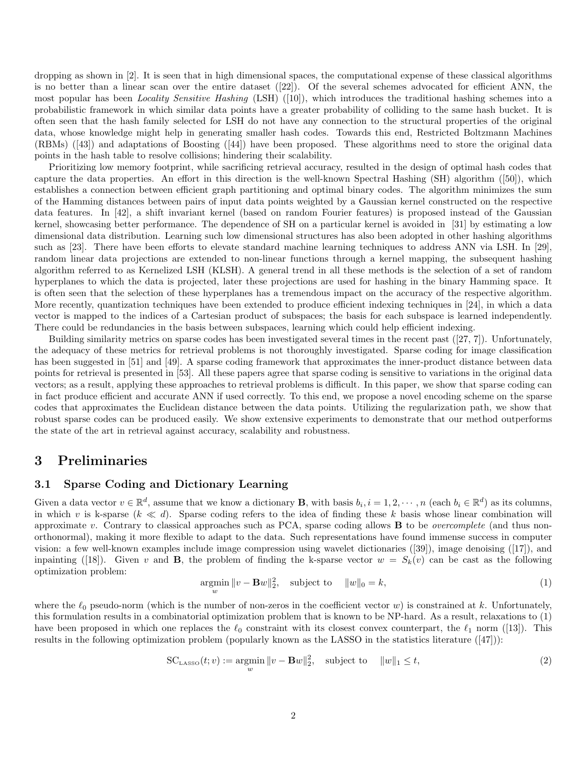dropping as shown in [2]. It is seen that in high dimensional spaces, the computational expense of these classical algorithms is no better than a linear scan over the entire dataset ([22]). Of the several schemes advocated for efficient ANN, the most popular has been *Locality Sensitive Hashing* (LSH) ([10]), which introduces the traditional hashing schemes into a probabilistic framework in which similar data points have a greater probability of colliding to the same hash bucket. It is often seen that the hash family selected for LSH do not have any connection to the structural properties of the original data, whose knowledge might help in generating smaller hash codes. Towards this end, Restricted Boltzmann Machines (RBMs) ([43]) and adaptations of Boosting ([44]) have been proposed. These algorithms need to store the original data points in the hash table to resolve collisions; hindering their scalability.

Prioritizing low memory footprint, while sacrificing retrieval accuracy, resulted in the design of optimal hash codes that capture the data properties. An effort in this direction is the well-known Spectral Hashing (SH) algorithm ([50]), which establishes a connection between efficient graph partitioning and optimal binary codes. The algorithm minimizes the sum of the Hamming distances between pairs of input data points weighted by a Gaussian kernel constructed on the respective data features. In [42], a shift invariant kernel (based on random Fourier features) is proposed instead of the Gaussian kernel, showcasing better performance. The dependence of SH on a particular kernel is avoided in [31] by estimating a low dimensional data distribution. Learning such low dimensional structures has also been adopted in other hashing algorithms such as [23]. There have been efforts to elevate standard machine learning techniques to address ANN via LSH. In [29], random linear data projections are extended to non-linear functions through a kernel mapping, the subsequent hashing algorithm referred to as Kernelized LSH (KLSH). A general trend in all these methods is the selection of a set of random hyperplanes to which the data is projected, later these projections are used for hashing in the binary Hamming space. It is often seen that the selection of these hyperplanes has a tremendous impact on the accuracy of the respective algorithm. More recently, quantization techniques have been extended to produce efficient indexing techniques in [24], in which a data vector is mapped to the indices of a Cartesian product of subspaces; the basis for each subspace is learned independently. There could be redundancies in the basis between subspaces, learning which could help efficient indexing.

Building similarity metrics on sparse codes has been investigated several times in the recent past ([27, 7]). Unfortunately, the adequacy of these metrics for retrieval problems is not thoroughly investigated. Sparse coding for image classification has been suggested in [51] and [49]. A sparse coding framework that approximates the inner-product distance between data points for retrieval is presented in [53]. All these papers agree that sparse coding is sensitive to variations in the original data vectors; as a result, applying these approaches to retrieval problems is difficult. In this paper, we show that sparse coding can in fact produce efficient and accurate ANN if used correctly. To this end, we propose a novel encoding scheme on the sparse codes that approximates the Euclidean distance between the data points. Utilizing the regularization path, we show that robust sparse codes can be produced easily. We show extensive experiments to demonstrate that our method outperforms the state of the art in retrieval against accuracy, scalability and robustness.

# 3 Preliminaries

## 3.1 Sparse Coding and Dictionary Learning

Given a data vector $v \in \mathbb{R}^d$, assume that we know a dictionary $\mathbf{B}$, with basis $b_i, i = 1, 2, \cdots, n$ (each $b_i \in \mathbb{R}^d$) as its columns, in which $v$ is k-sparse ($k \ll d$). Sparse coding refers to the idea of finding these $k$ basis whose linear combination will approximate $v$. Contrary to classical approaches such as PCA, sparse coding allows $\mathbf{B}$ to be *overcomplete* (and thus non-orthonormal), making it more flexible to adapt to the data. Such representations have found immense success in computer vision: a few well-known examples include image compression using wavelet dictionaries ([39]), image denoising ([17]), and inpainting ([18]). Given $v$ and $\mathbf{B}$, the problem of finding the k-sparse vector $w = S_k(v)$ can be cast as the following optimization problem:

$$\underset{w}{\operatorname{argmin}} \|v - \mathbf{B}w\|_2^2, \quad \text{subject to} \quad \|w\|_0 = k, \tag{1}$$

where the $\ell_0$ pseudo-norm (which is the number of non-zeros in the coefficient vector $w$) is constrained at $k$. Unfortunately, this formulation results in a combinatorial optimization problem that is known to be NP-hard. As a result, relaxations to (1) have been proposed in which one replaces the $\ell_0$ constraint with its closest convex counterpart, the $\ell_1$ norm ([13]). This results in the following optimization problem (popularly known as the LASSO in the statistics literature ([47])):

$$\text{SC}_{\text{LASSO}}(t; v) := \underset{w}{\operatorname{argmin}} \|v - \mathbf{B}w\|_2^2, \quad \text{subject to} \quad \|w\|_1 \leq t, \tag{2}$$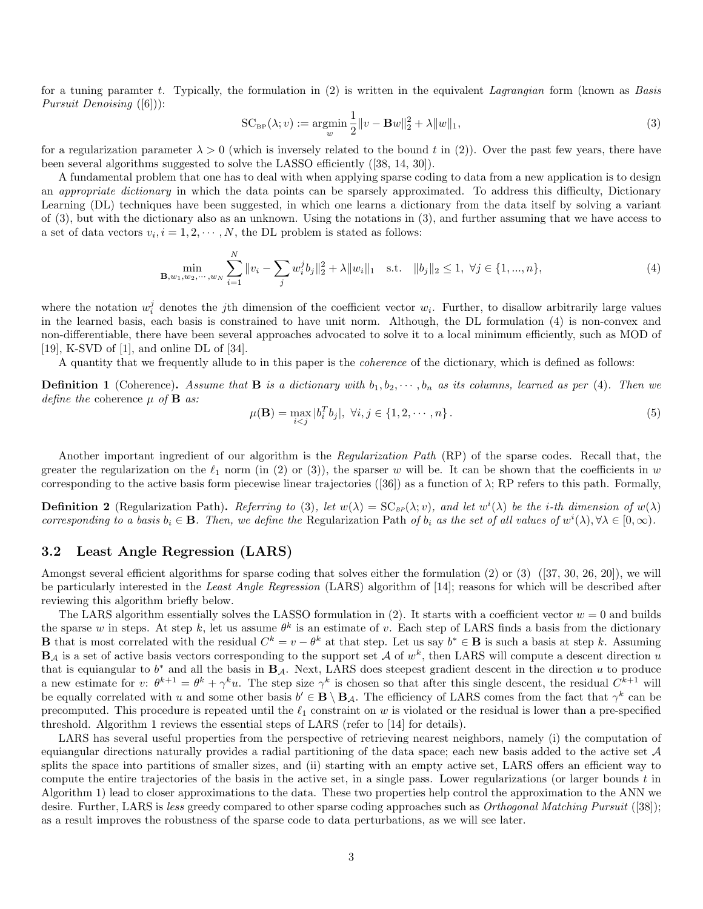for a tuning paramter $t$. Typically, the formulation in (2) is written in the equivalent *Lagrangian* form (known as *Basis Pursuit Denoising* ([6])):

$$\mathrm{SC}_{\mathrm{BP}}(\lambda; v) := \underset{w}{\operatorname{argmin}} \frac{1}{2}\|v - \mathbf{B}w\|_2^2 + \lambda\|w\|_1, \tag{3}$$

for a regularization parameter $\lambda > 0$ (which is inversely related to the bound $t$ in (2)). Over the past few years, there have been several algorithms suggested to solve the LASSO efficiently ([38, 14, 30]).

A fundamental problem that one has to deal with when applying sparse coding to data from a new application is to design an *appropriate dictionary* in which the data points can be sparsely approximated. To address this difficulty, Dictionary Learning (DL) techniques have been suggested, in which one learns a dictionary from the data itself by solving a variant of (3), but with the dictionary also as an unknown. Using the notations in (3), and further assuming that we have access to a set of data vectors $v_i, i = 1, 2, \cdots, N$, the DL problem is stated as follows:

$$\min_{\mathbf{B}, w_1, w_2, \cdots, w_N} \sum_{i=1}^{N} \|v_i - \sum_j w_i^j b_j\|_2^2 + \lambda\|w_i\|_1 \quad \text{s.t.} \quad \|b_j\|_2 \leq 1, \ \forall j \in \{1, ..., n\}, \tag{4}$$

where the notation $w_i^j$ denotes the $j$th dimension of the coefficient vector $w_i$. Further, to disallow arbitrarily large values in the learned basis, each basis is constrained to have unit norm. Although, the DL formulation (4) is non-convex and non-differentiable, there have been several approaches advocated to solve it to a local minimum efficiently, such as MOD of [19], K-SVD of [1], and online DL of [34].

A quantity that we frequently allude to in this paper is the *coherence* of the dictionary, which is defined as follows:

**Definition 1** (Coherence)**.** *Assume that* $\mathbf{B}$ *is a dictionary with* $b_1, b_2, \cdots, b_n$ *as its columns, learned as per* (4)*. Then we define the* coherence $\mu$ *of* $\mathbf{B}$ *as:*

$$\mu(\mathbf{B}) = \max_{i<j} |b_i^T b_j|, \ \forall i, j \in \{1, 2, \cdots, n\}. \tag{5}$$

Another important ingredient of our algorithm is the *Regularization Path* (RP) of the sparse codes. Recall that, the greater the regularization on the $\ell_1$ norm (in (2) or (3)), the sparser $w$ will be. It can be shown that the coefficients in $w$ corresponding to the active basis form piecewise linear trajectories ([36]) as a function of $\lambda$; RP refers to this path. Formally,

**Definition 2** (Regularization Path)**.** *Referring to* (3)*, let* $w(\lambda) = \mathrm{SC}_{\mathrm{BP}}(\lambda; v)$*, and let* $w^i(\lambda)$ *be the i-th dimension of* $w(\lambda)$ *corresponding to a basis* $b_i \in \mathbf{B}$*. Then, we define the* Regularization Path *of* $b_i$ *as the set of all values of* $w^i(\lambda), \forall\lambda \in [0, \infty)$*.*

### 3.2 Least Angle Regression (LARS)

Amongst several efficient algorithms for sparse coding that solves either the formulation (2) or (3) ([37, 30, 26, 20]), we will be particularly interested in the *Least Angle Regression* (LARS) algorithm of [14]; reasons for which will be described after reviewing this algorithm briefly below.

The LARS algorithm essentially solves the LASSO formulation in (2). It starts with a coefficient vector $w = 0$ and builds the sparse $w$ in steps. At step $k$, let us assume $\theta^k$ is an estimate of $v$. Each step of LARS finds a basis from the dictionary $\mathbf{B}$ that is most correlated with the residual $C^k = v - \theta^k$ at that step. Let us say $b^* \in \mathbf{B}$ is such a basis at step $k$. Assuming $\mathbf{B}_{\mathcal{A}}$ is a set of active basis vectors corresponding to the support set $\mathcal{A}$ of $w^k$, then LARS will compute a descent direction $u$ that is equiangular to $b^*$ and all the basis in $\mathbf{B}_{\mathcal{A}}$. Next, LARS does steepest gradient descent in the direction $u$ to produce a new estimate for $v$: $\theta^{k+1} = \theta^k + \gamma^k u$. The step size $\gamma^k$ is chosen so that after this single descent, the residual $C^{k+1}$ will be equally correlated with $u$ and some other basis $b' \in \mathbf{B} \setminus \mathbf{B}_{\mathcal{A}}$. The efficiency of LARS comes from the fact that $\gamma^k$ can be precomputed. This procedure is repeated until the $\ell_1$ constraint on $w$ is violated or the residual is lower than a pre-specified threshold. Algorithm 1 reviews the essential steps of LARS (refer to [14] for details).

LARS has several useful properties from the perspective of retrieving nearest neighbors, namely (i) the computation of equiangular directions naturally provides a radial partitioning of the data space; each new basis added to the active set $\mathcal{A}$ splits the space into partitions of smaller sizes, and (ii) starting with an empty active set, LARS offers an efficient way to compute the entire trajectories of the basis in the active set, in a single pass. Lower regularizations (or larger bounds $t$ in Algorithm 1) lead to closer approximations to the data. These two properties help control the approximation to the ANN we desire. Further, LARS is *less* greedy compared to other sparse coding approaches such as *Orthogonal Matching Pursuit* ([38]); as a result improves the robustness of the sparse code to data perturbations, as we will see later.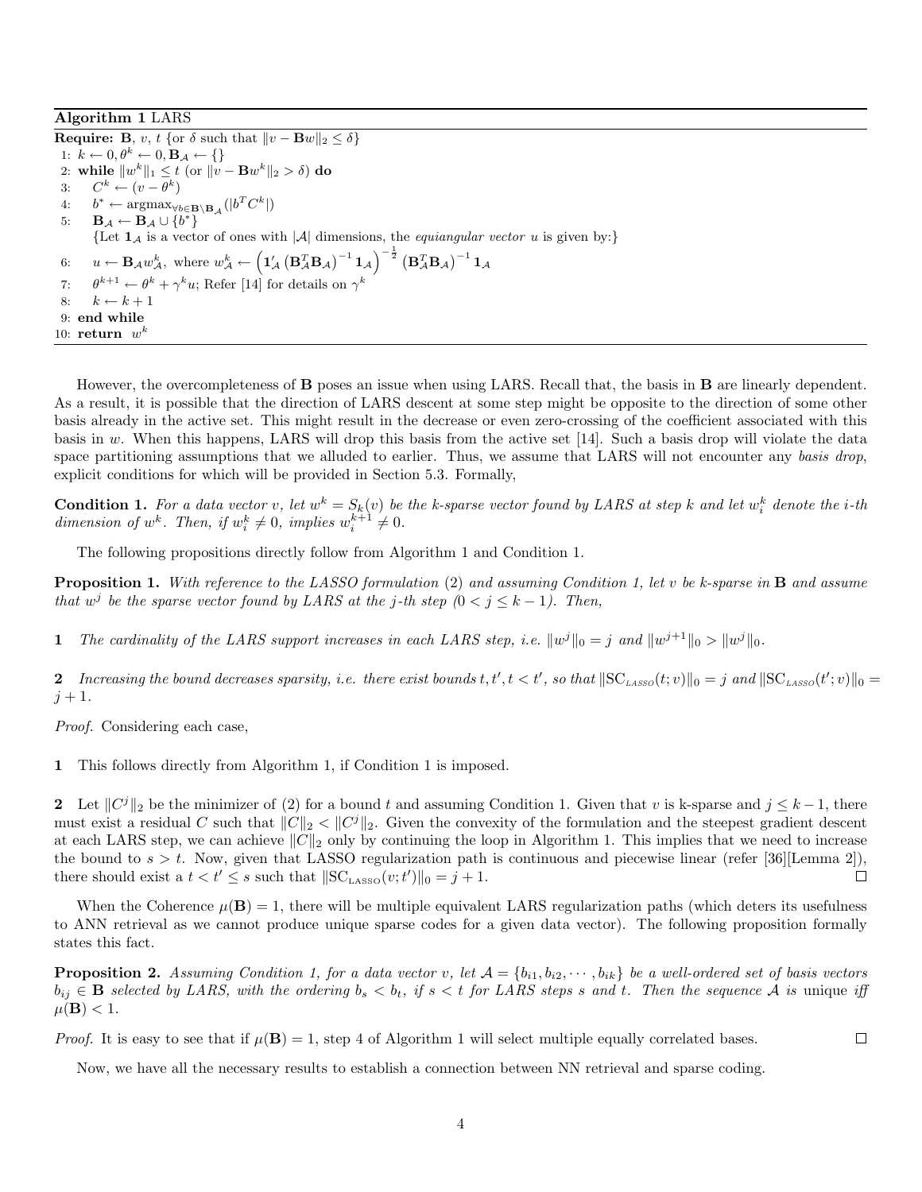**Algorithm 1** LARS

```
Require: B, v, t {or δ such that ‖v − Bw‖₂ ≤ δ}
 1: k ← 0, θ^k ← 0, B_A ← {}
 2: while ‖w^k‖₁ ≤ t (or ‖v − Bw^k‖₂ > δ) do
 3:    C^k ← (v − θ^k)
 4:    b* ← argmax_{∀b∈B\B_A}(|b^T C^k|)
 5:    B_A ← B_A ∪ {b*}
       {Let 1_A is a vector of ones with |A| dimensions, the equiangular vector u is given by:}
 6:    u ← B_A w^k_A, where w^k_A ← (1'_A (B_A^T B_A)^{-1} 1_A)^{-1/2} (B_A^T B_A)^{-1} 1_A
 7:    θ^{k+1} ← θ^k + γ^k u; Refer [14] for details on γ^k
 8:    k ← k + 1
 9: end while
10: return w^k
```

Step 6: $u \leftarrow \mathbf{B}_{\mathcal{A}} w^k_{\mathcal{A}}$, where $w^k_{\mathcal{A}} \leftarrow \left(\mathbf{1}'_{\mathcal{A}} \left(\mathbf{B}_{\mathcal{A}}^T \mathbf{B}_{\mathcal{A}}\right)^{-1} \mathbf{1}_{\mathcal{A}}\right)^{-\frac{1}{2}} \left(\mathbf{B}_{\mathcal{A}}^T \mathbf{B}_{\mathcal{A}}\right)^{-1} \mathbf{1}_{\mathcal{A}}$

However, the overcompleteness of $\mathbf{B}$ poses an issue when using LARS. Recall that, the basis in $\mathbf{B}$ are linearly dependent. As a result, it is possible that the direction of LARS descent at some step might be opposite to the direction of some other basis already in the active set. This might result in the decrease or even zero-crossing of the coefficient associated with this basis in $w$. When this happens, LARS will drop this basis from the active set [14]. Such a basis drop will violate the data space partitioning assumptions that we alluded to earlier. Thus, we assume that LARS will not encounter any *basis drop*, explicit conditions for which will be provided in Section 5.3. Formally,

**Condition 1.** *For a data vector $v$, let $w^k = S_k(v)$ be the $k$-sparse vector found by LARS at step $k$ and let $w_i^k$ denote the $i$-th dimension of $w^k$. Then, if $w_i^k \neq 0$, implies $w_i^{k+1} \neq 0$.*

The following propositions directly follow from Algorithm 1 and Condition 1.

**Proposition 1.** *With reference to the LASSO formulation (2) and assuming Condition 1, let $v$ be $k$-sparse in $\mathbf{B}$ and assume that $w^j$ be the sparse vector found by LARS at the $j$-th step ($0 < j \leq k-1$). Then,*

**1** *The cardinality of the LARS support increases in each LARS step, i.e. $\|w^j\|_0 = j$ and $\|w^{j+1}\|_0 > \|w^j\|_0$.*

**2** *Increasing the bound decreases sparsity, i.e. there exist bounds $t, t', t < t'$, so that $\|\mathrm{SC}_{LASSO}(t; v)\|_0 = j$ and $\|\mathrm{SC}_{LASSO}(t'; v)\|_0 = j+1$.*

*Proof.* Considering each case,

**1** This follows directly from Algorithm 1, if Condition 1 is imposed.

**2** Let $\|C^j\|_2$ be the minimizer of (2) for a bound $t$ and assuming Condition 1. Given that $v$ is k-sparse and $j \leq k-1$, there must exist a residual $C$ such that $\|C\|_2 < \|C^j\|_2$. Given the convexity of the formulation and the steepest gradient descent at each LARS step, we can achieve $\|C\|_2$ only by continuing the loop in Algorithm 1. This implies that we need to increase the bound to $s > t$. Now, given that LASSO regularization path is continuous and piecewise linear (refer [36][Lemma 2]), there should exist a $t < t' \leq s$ such that $\|\mathrm{SC}_{\mathrm{LASSO}}(v; t')\|_0 = j+1$. □

When the Coherence $\mu(\mathbf{B}) = 1$, there will be multiple equivalent LARS regularization paths (which deters its usefulness to ANN retrieval as we cannot produce unique sparse codes for a given data vector). The following proposition formally states this fact.

**Proposition 2.** *Assuming Condition 1, for a data vector $v$, let $\mathcal{A} = \{b_{i1}, b_{i2}, \cdots, b_{ik}\}$ be a well-ordered set of basis vectors $b_{ij} \in \mathbf{B}$ selected by LARS, with the ordering $b_s < b_t$, if $s < t$ for LARS steps $s$ and $t$. Then the sequence $\mathcal{A}$ is* unique *iff $\mu(\mathbf{B}) < 1$.*

*Proof.* It is easy to see that if $\mu(\mathbf{B}) = 1$, step 4 of Algorithm 1 will select multiple equally correlated bases. □

Now, we have all the necessary results to establish a connection between NN retrieval and sparse coding.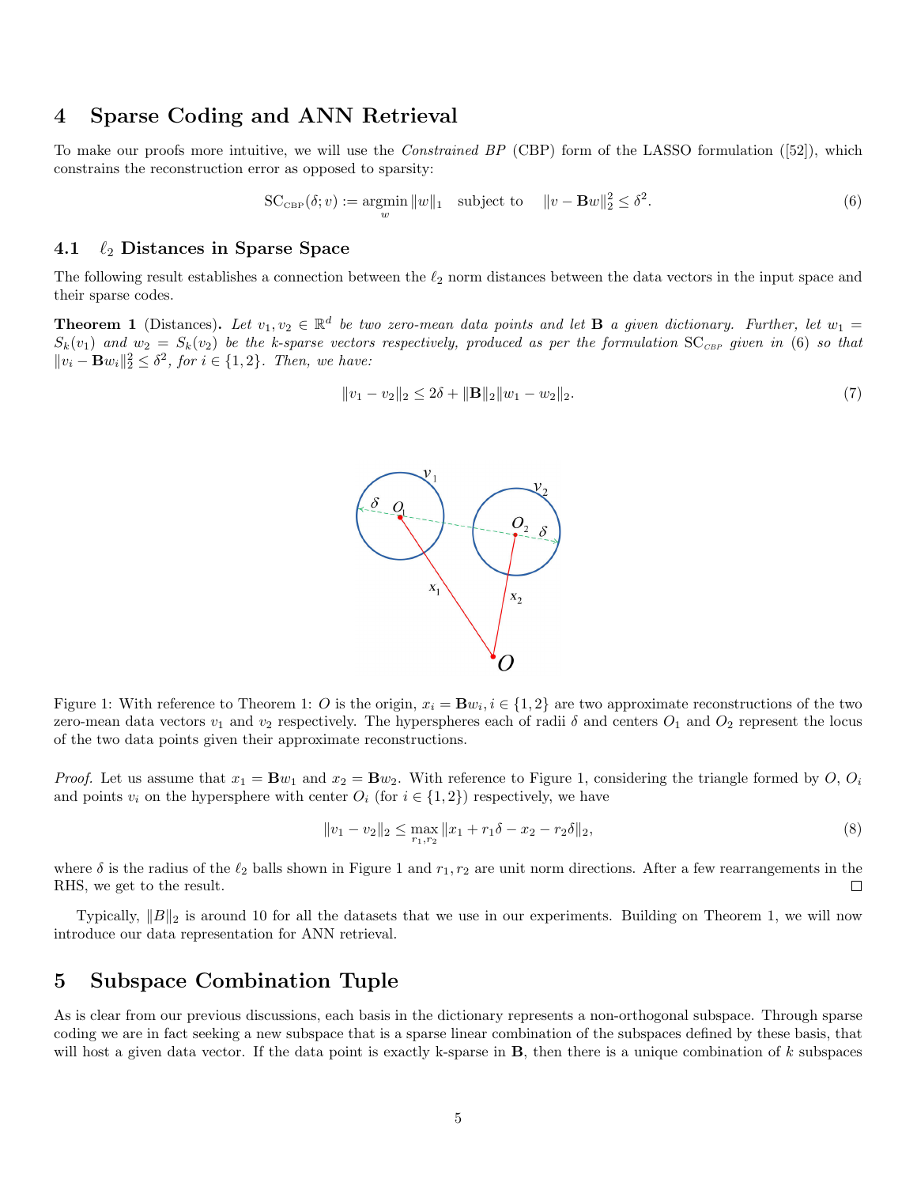## 4 Sparse Coding and ANN Retrieval

To make our proofs more intuitive, we will use the *Constrained BP* (CBP) form of the LASSO formulation ([52]), which constrains the reconstruction error as opposed to sparsity:

$$\mathrm{SC}_{\mathrm{CBP}}(\delta; v) := \operatorname*{argmin}_{w} \|w\|_1 \quad \text{subject to} \quad \|v - \mathbf{B}w\|_2^2 \leq \delta^2. \tag{6}$$

### 4.1 $\ell_2$ Distances in Sparse Space

The following result establishes a connection between the $\ell_2$ norm distances between the data vectors in the input space and their sparse codes.

**Theorem 1** (Distances)**.** *Let $v_1, v_2 \in \mathbb{R}^d$ be two zero-mean data points and let $\mathbf{B}$ a given dictionary. Further, let $w_1 = S_k(v_1)$ and $w_2 = S_k(v_2)$ be the k-sparse vectors respectively, produced as per the formulation $\mathrm{SC}_{\mathrm{CBP}}$ given in (6) so that $\|v_i - \mathbf{B}w_i\|_2^2 \leq \delta^2$, for $i \in \{1, 2\}$. Then, we have:*

$$\|v_1 - v_2\|_2 \leq 2\delta + \|\mathbf{B}\|_2 \|w_1 - w_2\|_2. \tag{7}$$

Figure 1: With reference to Theorem 1: $O$ is the origin, $x_i = \mathbf{B}w_i, i \in \{1, 2\}$ are two approximate reconstructions of the two zero-mean data vectors $v_1$ and $v_2$ respectively. The hyperspheres each of radii $\delta$ and centers $O_1$ and $O_2$ represent the locus of the two data points given their approximate reconstructions.

*Proof.* Let us assume that $x_1 = \mathbf{B}w_1$ and $x_2 = \mathbf{B}w_2$. With reference to Figure 1, considering the triangle formed by $O$, $O_i$ and points $v_i$ on the hypersphere with center $O_i$ (for $i \in \{1, 2\}$) respectively, we have

$$\|v_1 - v_2\|_2 \leq \max_{r_1, r_2} \|x_1 + r_1\delta - x_2 - r_2\delta\|_2, \tag{8}$$

where $\delta$ is the radius of the $\ell_2$ balls shown in Figure 1 and $r_1, r_2$ are unit norm directions. After a few rearrangements in the RHS, we get to the result. □

Typically, $\|B\|_2$ is around 10 for all the datasets that we use in our experiments. Building on Theorem 1, we will now introduce our data representation for ANN retrieval.

## 5 Subspace Combination Tuple

As is clear from our previous discussions, each basis in the dictionary represents a non-orthogonal subspace. Through sparse coding we are in fact seeking a new subspace that is a sparse linear combination of the subspaces defined by these basis, that will host a given data vector. If the data point is exactly k-sparse in $\mathbf{B}$, then there is a unique combination of $k$ subspaces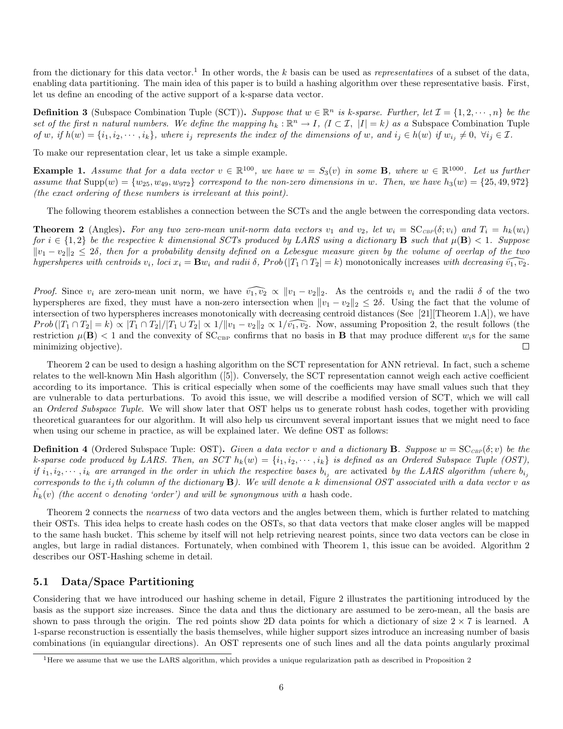from the dictionary for this data vector.[1] In other words, the $k$ basis can be used as *representatives* of a subset of the data, enabling data partitioning. The main idea of this paper is to build a hashing algorithm over these representative basis. First, let us define an encoding of the active support of a k-sparse data vector.

**Definition 3** (Subspace Combination Tuple (SCT)). *Suppose that $w \in \mathbb{R}^n$ is k-sparse. Further, let $\mathcal{I} = \{1, 2, \cdots, n\}$ be the set of the first n natural numbers. We define the mapping $h_k : \mathbb{R}^n \to I$, ($I \subset \mathcal{I}$, $|I| = k$) as a* Subspace Combination Tuple *of $w$, if $h(w) = \{i_1, i_2, \cdots, i_k\}$, where $i_j$ represents the index of the dimensions of $w$, and $i_j \in h(w)$ if $w_{i_j} \neq 0$, $\forall i_j \in \mathcal{I}$.*

To make our representation clear, let us take a simple example.

**Example 1.** *Assume that for a data vector $v \in \mathbb{R}^{100}$, we have $w = S_3(v)$ in some $\mathbf{B}$, where $w \in \mathbb{R}^{1000}$. Let us further assume that $\text{Supp}(w) = \{w_{25}, w_{49}, w_{972}\}$ correspond to the non-zero dimensions in $w$. Then, we have $h_3(w) = \{25, 49, 972\}$ (the exact ordering of these numbers is irrelevant at this point).*

The following theorem establishes a connection between the SCTs and the angle between the corresponding data vectors.

**Theorem 2** (Angles). *For any two zero-mean unit-norm data vectors $v_1$ and $v_2$, let $w_i = \text{SC}_{\text{CBP}}(\delta; v_i)$ and $T_i = h_k(w_i)$ for $i \in \{1, 2\}$ be the respective k dimensional SCTs produced by LARS using a dictionary $\mathbf{B}$ such that $\mu(\mathbf{B}) < 1$. Suppose $\|v_1 - v_2\|_2 \leq 2\delta$, then for a probability density defined on a Lebesgue measure given by the volume of overlap of the two hypershperes with centroids $v_i$, loci $x_i = \mathbf{B}w_i$ and radii $\delta$, $Prob\left(|T_1 \cap T_2| = k\right)$* monotonically increases *with decreasing $\widehat{v_1, v_2}$.*

*Proof.* Since $v_i$ are zero-mean unit norm, we have $\widehat{v_1, v_2} \propto \|v_1 - v_2\|_2$. As the centroids $v_i$ and the radii $\delta$ of the two hyperspheres are fixed, they must have a non-zero intersection when $\|v_1 - v_2\|_2 \leq 2\delta$. Using the fact that the volume of intersection of two hyperspheres increases monotonically with decreasing centroid distances (See [21][Theorem 1.A]), we have $Prob\left(|T_1 \cap T_2| = k\right) \propto |T_1 \cap T_2|/|T_1 \cup T_2| \propto 1/\|v_1 - v_2\|_2 \propto 1/\widehat{v_1, v_2}$. Now, assuming Proposition 2, the result follows (the restriction $\mu(\mathbf{B}) < 1$ and the convexity of $\text{SC}_{\text{CBP}}$ confirms that no basis in $\mathbf{B}$ that may produce different $w_i$s for the same minimizing objective). $\square$

Theorem 2 can be used to design a hashing algorithm on the SCT representation for ANN retrieval. In fact, such a scheme relates to the well-known Min Hash algorithm ([5]). Conversely, the SCT representation cannot weigh each active coefficient according to its importance. This is critical especially when some of the coefficients may have small values such that they are vulnerable to data perturbations. To avoid this issue, we will describe a modified version of SCT, which we will call an *Ordered Subspace Tuple*. We will show later that OST helps us to generate robust hash codes, together with providing theoretical guarantees for our algorithm. It will also help us circumvent several important issues that we might need to face when using our scheme in practice, as will be explained later. We define OST as follows:

**Definition 4** (Ordered Subspace Tuple: OST). *Given a data vector $v$ and a dictionary $\mathbf{B}$. Suppose $w = \text{SC}_{\text{CBP}}(\delta; v)$ be the k-sparse code produced by LARS. Then, an SCT $h_k(w) = \{i_1, i_2, \cdots, i_k\}$ is defined as an Ordered Subspace Tuple (OST), if $i_1, i_2, \cdots, i_k$ are arranged in the order in which the respective bases $b_{i_j}$ are* activated *by the LARS algorithm (where $b_{i_j}$ corresponds to the $i_j$th column of the dictionary $\mathbf{B}$). We will denote a k dimensional OST associated with a data vector $v$ as $\mathring{h}_k(v)$ (the accent $\circ$ denoting 'order') and will be synonymous with a* hash code.

Theorem 2 connects the *nearness* of two data vectors and the angles between them, which is further related to matching their OSTs. This idea helps to create hash codes on the OSTs, so that data vectors that make closer angles will be mapped to the same hash bucket. This scheme by itself will not help retrieving nearest points, since two data vectors can be close in angles, but large in radial distances. Fortunately, when combined with Theorem 1, this issue can be avoided. Algorithm 2 describes our OST-Hashing scheme in detail.

## 5.1 Data/Space Partitioning

Considering that we have introduced our hashing scheme in detail, Figure 2 illustrates the partitioning introduced by the basis as the support size increases. Since the data and thus the dictionary are assumed to be zero-mean, all the basis are shown to pass through the origin. The red points show 2D data points for which a dictionary of size $2 \times 7$ is learned. A 1-sparse reconstruction is essentially the basis themselves, while higher support sizes introduce an increasing number of basis combinations (in equiangular directions). An OST represents one of such lines and all the data points angularly proximal

[1] Here we assume that we use the LARS algorithm, which provides a unique regularization path as described in Proposition 2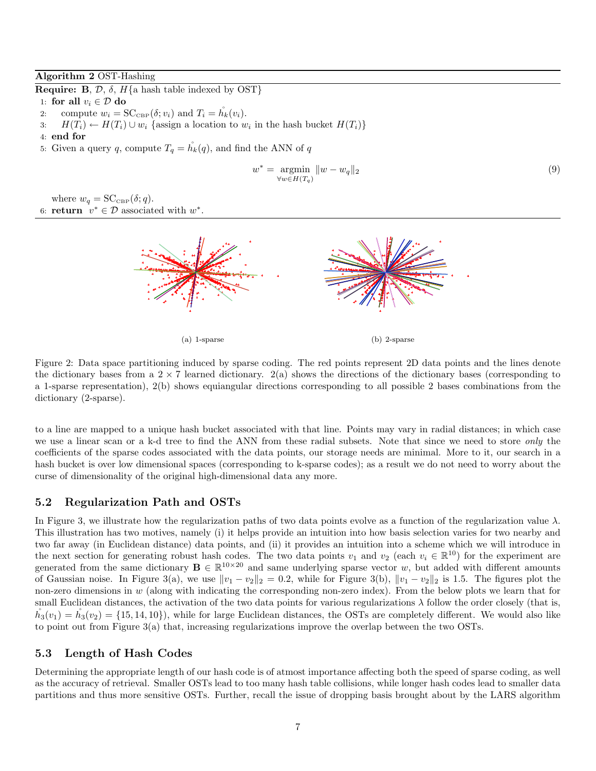**Algorithm 2** OST-Hashing

**Require:** $\mathbf{B}$, $\mathcal{D}$, $\delta$, $H${a hash table indexed by OST}

1: **for all** $v_i \in \mathcal{D}$ **do**
2: compute $w_i = \text{SC}_{\text{CBP}}(\delta; v_i)$ and $T_i = \mathring{h}_k(v_i)$.
3: $H(T_i) \leftarrow H(T_i) \cup w_i$ {assign a location to $w_i$ in the hash bucket $H(T_i)$}
4: **end for**
5: Given a query $q$, compute $T_q = \mathring{h}_k(q)$, and find the ANN of $q$

$$w^* = \underset{\forall w \in H(T_q)}{\operatorname{argmin}} \|w - w_q\|_2 \tag{9}$$

where $w_q = \text{SC}_{\text{CBP}}(\delta; q)$.

6: **return** $v^* \in \mathcal{D}$ associated with $w^*$.

(a) 1-sparse

(b) 2-sparse

Figure 2: Data space partitioning induced by sparse coding. The red points represent 2D data points and the lines denote the dictionary bases from a $2 \times 7$ learned dictionary. 2(a) shows the directions of the dictionary bases (corresponding to a 1-sparse representation), 2(b) shows equiangular directions corresponding to all possible 2 bases combinations from the dictionary (2-sparse).

to a line are mapped to a unique hash bucket associated with that line. Points may vary in radial distances; in which case we use a linear scan or a k-d tree to find the ANN from these radial subsets. Note that since we need to store *only* the coefficients of the sparse codes associated with the data points, our storage needs are minimal. More to it, our search in a hash bucket is over low dimensional spaces (corresponding to k-sparse codes); as a result we do not need to worry about the curse of dimensionality of the original high-dimensional data any more.

## 5.2 Regularization Path and OSTs

In Figure 3, we illustrate how the regularization paths of two data points evolve as a function of the regularization value $\lambda$. This illustration has two motives, namely (i) it helps provide an intuition into how basis selection varies for two nearby and two far away (in Euclidean distance) data points, and (ii) it provides an intuition into a scheme which we will introduce in the next section for generating robust hash codes. The two data points $v_1$ and $v_2$ (each $v_i \in \mathbb{R}^{10}$) for the experiment are generated from the same dictionary $\mathbf{B} \in \mathbb{R}^{10 \times 20}$ and same underlying sparse vector $w$, but added with different amounts of Gaussian noise. In Figure 3(a), we use $\|v_1 - v_2\|_2 = 0.2$, while for Figure 3(b), $\|v_1 - v_2\|_2$ is 1.5. The figures plot the non-zero dimensions in $w$ (along with indicating the corresponding non-zero index). From the below plots we learn that for small Euclidean distances, the activation of the two data points for various regularizations $\lambda$ follow the order closely (that is, $\mathring{h}_3(v_1) = \mathring{h}_3(v_2) = \{15, 14, 10\}$), while for large Euclidean distances, the OSTs are completely different. We would also like to point out from Figure 3(a) that, increasing regularizations improve the overlap between the two OSTs.

## 5.3 Length of Hash Codes

Determining the appropriate length of our hash code is of atmost importance affecting both the speed of sparse coding, as well as the accuracy of retrieval. Smaller OSTs lead to too many hash table collisions, while longer hash codes lead to smaller data partitions and thus more sensitive OSTs. Further, recall the issue of dropping basis brought about by the LARS algorithm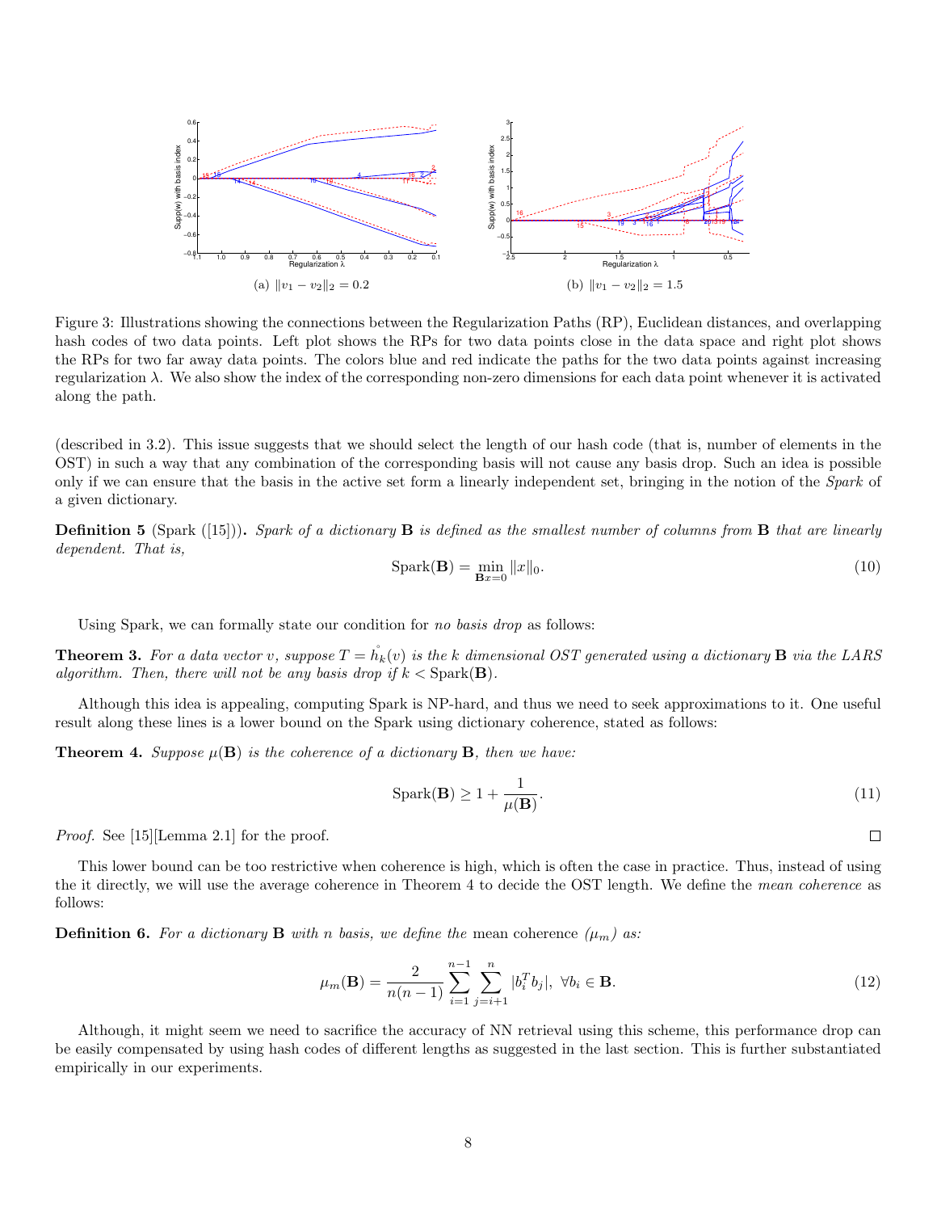(a) $\|v_1 - v_2\|_2 = 0.2$

(b) $\|v_1 - v_2\|_2 = 1.5$

Figure 3: Illustrations showing the connections between the Regularization Paths (RP), Euclidean distances, and overlapping hash codes of two data points. Left plot shows the RPs for two data points close in the data space and right plot shows the RPs for two far away data points. The colors blue and red indicate the paths for the two data points against increasing regularization $\lambda$. We also show the index of the corresponding non-zero dimensions for each data point whenever it is activated along the path.

(described in 3.2). This issue suggests that we should select the length of our hash code (that is, number of elements in the OST) in such a way that any combination of the corresponding basis will not cause any basis drop. Such an idea is possible only if we can ensure that the basis in the active set form a linearly independent set, bringing in the notion of the *Spark* of a given dictionary.

**Definition 5** (Spark ([15])). *Spark of a dictionary* $\mathbf{B}$ *is defined as the smallest number of columns from* $\mathbf{B}$ *that are linearly dependent. That is,*

$$\text{Spark}(\mathbf{B}) = \min_{\mathbf{B}x=0} \|x\|_0. \tag{10}$$

Using Spark, we can formally state our condition for *no basis drop* as follows:

**Theorem 3.** *For a data vector* $v$*, suppose* $T = \mathring{h}_k(v)$ *is the* $k$ *dimensional OST generated using a dictionary* $\mathbf{B}$ *via the LARS algorithm. Then, there will not be any basis drop if* $k < \text{Spark}(\mathbf{B})$*.*

Although this idea is appealing, computing Spark is NP-hard, and thus we need to seek approximations to it. One useful result along these lines is a lower bound on the Spark using dictionary coherence, stated as follows:

**Theorem 4.** *Suppose* $\mu(\mathbf{B})$ *is the coherence of a dictionary* $\mathbf{B}$*, then we have:*

$$\text{Spark}(\mathbf{B}) \geq 1 + \frac{1}{\mu(\mathbf{B})}. \tag{11}$$

*Proof.* See [15][Lemma 2.1] for the proof. □

This lower bound can be too restrictive when coherence is high, which is often the case in practice. Thus, instead of using the it directly, we will use the average coherence in Theorem 4 to decide the OST length. We define the *mean coherence* as follows:

**Definition 6.** *For a dictionary* $\mathbf{B}$ *with* $n$ *basis, we define the* mean coherence *(*$\mu_m$*) as:*

$$\mu_m(\mathbf{B}) = \frac{2}{n(n-1)} \sum_{i=1}^{n-1} \sum_{j=i+1}^{n} |b_i^T b_j|, \ \forall b_i \in \mathbf{B}. \tag{12}$$

Although, it might seem we need to sacrifice the accuracy of NN retrieval using this scheme, this performance drop can be easily compensated by using hash codes of different lengths as suggested in the last section. This is further substantiated empirically in our experiments.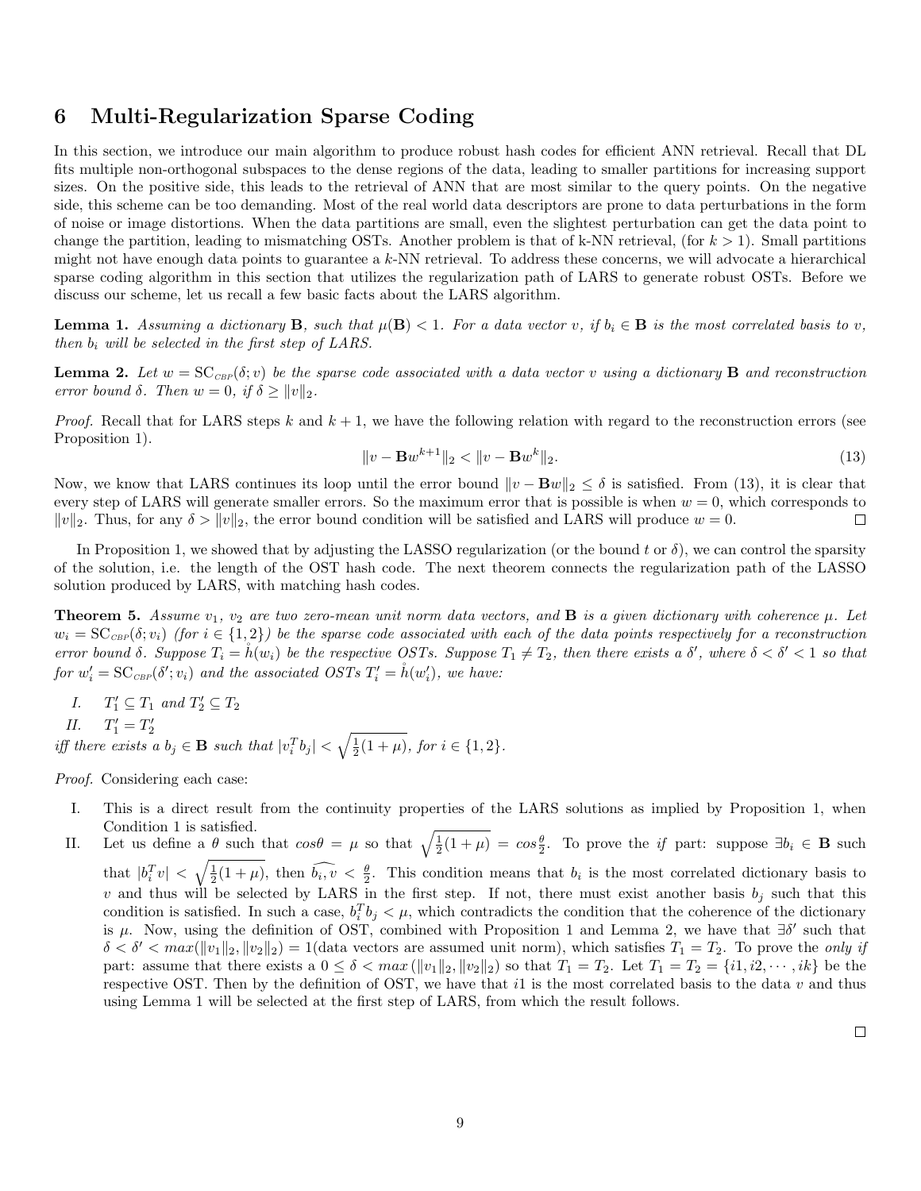# 6 Multi-Regularization Sparse Coding

In this section, we introduce our main algorithm to produce robust hash codes for efficient ANN retrieval. Recall that DL fits multiple non-orthogonal subspaces to the dense regions of the data, leading to smaller partitions for increasing support sizes. On the positive side, this leads to the retrieval of ANN that are most similar to the query points. On the negative side, this scheme can be too demanding. Most of the real world data descriptors are prone to data perturbations in the form of noise or image distortions. When the data partitions are small, even the slightest perturbation can get the data point to change the partition, leading to mismatching OSTs. Another problem is that of k-NN retrieval, (for $k > 1$). Small partitions might not have enough data points to guarantee a $k$-NN retrieval. To address these concerns, we will advocate a hierarchical sparse coding algorithm in this section that utilizes the regularization path of LARS to generate robust OSTs. Before we discuss our scheme, let us recall a few basic facts about the LARS algorithm.

**Lemma 1.** *Assuming a dictionary $\mathbf{B}$, such that $\mu(\mathbf{B}) < 1$. For a data vector $v$, if $b_i \in \mathbf{B}$ is the most correlated basis to $v$, then $b_i$ will be selected in the first step of LARS.*

**Lemma 2.** *Let $w = \mathrm{SC}_{\text{CBP}}(\delta; v)$ be the sparse code associated with a data vector $v$ using a dictionary $\mathbf{B}$ and reconstruction error bound $\delta$. Then $w = 0$, if $\delta \geq \|v\|_2$.*

*Proof.* Recall that for LARS steps $k$ and $k+1$, we have the following relation with regard to the reconstruction errors (see Proposition 1).

$$\|v - \mathbf{B}w^{k+1}\|_2 < \|v - \mathbf{B}w^k\|_2. \tag{13}$$

Now, we know that LARS continues its loop until the error bound $\|v - \mathbf{B}w\|_2 \leq \delta$ is satisfied. From (13), it is clear that every step of LARS will generate smaller errors. So the maximum error that is possible is when $w = 0$, which corresponds to $\|v\|_2$. Thus, for any $\delta > \|v\|_2$, the error bound condition will be satisfied and LARS will produce $w = 0$. $\square$

In Proposition 1, we showed that by adjusting the LASSO regularization (or the bound $t$ or $\delta$), we can control the sparsity of the solution, i.e. the length of the OST hash code. The next theorem connects the regularization path of the LASSO solution produced by LARS, with matching hash codes.

**Theorem 5.** *Assume $v_1$, $v_2$ are two zero-mean unit norm data vectors, and $\mathbf{B}$ is a given dictionary with coherence $\mu$. Let $w_i = \mathrm{SC}_{\text{CBP}}(\delta; v_i)$ (for $i \in \{1, 2\}$) be the sparse code associated with each of the data points respectively for a reconstruction error bound $\delta$. Suppose $T_i = \mathring{h}(w_i)$ be the respective OSTs. Suppose $T_1 \neq T_2$, then there exists a $\delta'$, where $\delta < \delta' < 1$ so that for $w'_i = \mathrm{SC}_{\text{CBP}}(\delta'; v_i)$ and the associated OSTs $T'_i = \mathring{h}(w'_i)$, we have:*

*I.* $T'_1 \subseteq T_1$ *and* $T'_2 \subseteq T_2$

*II.* $T'_1 = T'_2$

*iff there exists a $b_j \in \mathbf{B}$ such that $|v_i^T b_j| < \sqrt{\frac{1}{2}(1+\mu)}$, for $i \in \{1, 2\}$.*

*Proof.* Considering each case:

I. This is a direct result from the continuity properties of the LARS solutions as implied by Proposition 1, when Condition 1 is satisfied.

II. Let us define a $\theta$ such that $cos\theta = \mu$ so that $\sqrt{\frac{1}{2}(1+\mu)} = cos\frac{\theta}{2}$. To prove the *if* part: suppose $\exists b_i \in \mathbf{B}$ such that $|b_i^T v| < \sqrt{\frac{1}{2}(1+\mu)}$, then $\widehat{b_i, v} < \frac{\theta}{2}$. This condition means that $b_i$ is the most correlated dictionary basis to $v$ and thus will be selected by LARS in the first step. If not, there must exist another basis $b_j$ such that this condition is satisfied. In such a case, $b_i^T b_j < \mu$, which contradicts the condition that the coherence of the dictionary is $\mu$. Now, using the definition of OST, combined with Proposition 1 and Lemma 2, we have that $\exists \delta'$ such that $\delta < \delta' < max(\|v_1\|_2, \|v_2\|_2) = 1$(data vectors are assumed unit norm), which satisfies $T_1 = T_2$. To prove the *only if* part: assume that there exists a $0 \leq \delta < max\left(\|v_1\|_2, \|v_2\|_2\right)$ so that $T_1 = T_2$. Let $T_1 = T_2 = \{i1, i2, \cdots, ik\}$ be the respective OST. Then by the definition of OST, we have that $i1$ is the most correlated basis to the data $v$ and thus using Lemma 1 will be selected at the first step of LARS, from which the result follows.

$\square$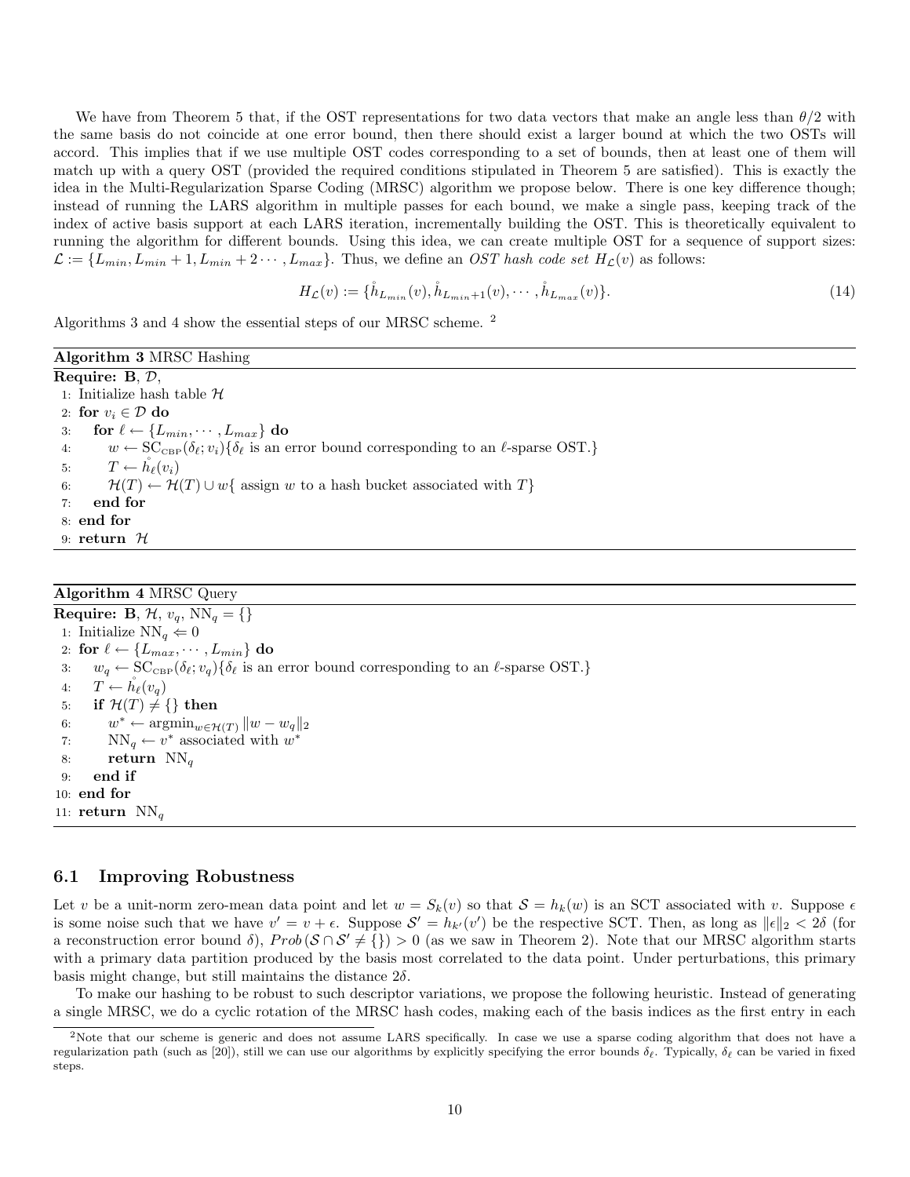We have from Theorem 5 that, if the OST representations for two data vectors that make an angle less than $\theta/2$ with the same basis do not coincide at one error bound, then there should exist a larger bound at which the two OSTs will accord. This implies that if we use multiple OST codes corresponding to a set of bounds, then at least one of them will match up with a query OST (provided the required conditions stipulated in Theorem 5 are satisfied). This is exactly the idea in the Multi-Regularization Sparse Coding (MRSC) algorithm we propose below. There is one key difference though; instead of running the LARS algorithm in multiple passes for each bound, we make a single pass, keeping track of the index of active basis support at each LARS iteration, incrementally building the OST. This is theoretically equivalent to running the algorithm for different bounds. Using this idea, we can create multiple OST for a sequence of support sizes: $\mathcal{L} := \{L_{min}, L_{min}+1, L_{min}+2\cdots, L_{max}\}$. Thus, we define an *OST hash code set* $H_{\mathcal{L}}(v)$ as follows:

$$H_{\mathcal{L}}(v) := \{\mathring{h}_{L_{min}}(v), \mathring{h}_{L_{min}+1}(v), \cdots, \mathring{h}_{L_{max}}(v)\}. \tag{14}$$

Algorithms 3 and 4 show the essential steps of our MRSC scheme. [2]

**Algorithm 3** MRSC Hashing

**Require:** $\mathbf{B}$, $\mathcal{D}$,
1: Initialize hash table $\mathcal{H}$
2: **for** $v_i \in \mathcal{D}$ **do**
3: &nbsp;&nbsp;&nbsp;**for** $\ell \leftarrow \{L_{min}, \cdots, L_{max}\}$ **do**
4: &nbsp;&nbsp;&nbsp;&nbsp;&nbsp;&nbsp;$w \leftarrow \mathrm{SC}_{\mathrm{CBP}}(\delta_\ell; v_i)$$\{\delta_\ell$ is an error bound corresponding to an $\ell$-sparse OST.$\}$
5: &nbsp;&nbsp;&nbsp;&nbsp;&nbsp;&nbsp;$T \leftarrow \mathring{h}_\ell(v_i)$
6: &nbsp;&nbsp;&nbsp;&nbsp;&nbsp;&nbsp;$\mathcal{H}(T) \leftarrow \mathcal{H}(T) \cup w$$\{$ assign $w$ to a hash bucket associated with $T\}$
7: &nbsp;&nbsp;&nbsp;**end for**
8: **end for**
9: **return** $\mathcal{H}$

**Algorithm 4** MRSC Query

**Require:** $\mathbf{B}$, $\mathcal{H}$, $v_q$, $\mathrm{NN}_q = \{\}$
1: Initialize $\mathrm{NN}_q \Leftarrow 0$
2: **for** $\ell \leftarrow \{L_{max}, \cdots, L_{min}\}$ **do**
3: &nbsp;&nbsp;&nbsp;$w_q \leftarrow \mathrm{SC}_{\mathrm{CBP}}(\delta_\ell; v_q)$$\{\delta_\ell$ is an error bound corresponding to an $\ell$-sparse OST.$\}$
4: &nbsp;&nbsp;&nbsp;$T \leftarrow \mathring{h}_\ell(v_q)$
5: &nbsp;&nbsp;&nbsp;**if** $\mathcal{H}(T) \neq \{\}$ **then**
6: &nbsp;&nbsp;&nbsp;&nbsp;&nbsp;&nbsp;$w^* \leftarrow \mathrm{argmin}_{w\in\mathcal{H}(T)} \|w - w_q\|_2$
7: &nbsp;&nbsp;&nbsp;&nbsp;&nbsp;&nbsp;$\mathrm{NN}_q \leftarrow v^*$ associated with $w^*$
8: &nbsp;&nbsp;&nbsp;&nbsp;&nbsp;&nbsp;**return** $\mathrm{NN}_q$
9: &nbsp;&nbsp;&nbsp;**end if**
10: **end for**
11: **return** $\mathrm{NN}_q$

## 6.1 Improving Robustness

Let $v$ be a unit-norm zero-mean data point and let $w = S_k(v)$ so that $\mathcal{S} = h_k(w)$ is an SCT associated with $v$. Suppose $\epsilon$ is some noise such that we have $v' = v + \epsilon$. Suppose $\mathcal{S}' = h_{k'}(v')$ be the respective SCT. Then, as long as $\|\epsilon\|_2 < 2\delta$ (for a reconstruction error bound $\delta$), $Prob\,(\mathcal{S} \cap \mathcal{S}' \neq \{\}) > 0$ (as we saw in Theorem 2). Note that our MRSC algorithm starts with a primary data partition produced by the basis most correlated to the data point. Under perturbations, this primary basis might change, but still maintains the distance $2\delta$.

To make our hashing to be robust to such descriptor variations, we propose the following heuristic. Instead of generating a single MRSC, we do a cyclic rotation of the MRSC hash codes, making each of the basis indices as the first entry in each

[2] Note that our scheme is generic and does not assume LARS specifically. In case we use a sparse coding algorithm that does not have a regularization path (such as [20]), still we can use our algorithms by explicitly specifying the error bounds $\delta_\ell$. Typically, $\delta_\ell$ can be varied in fixed steps.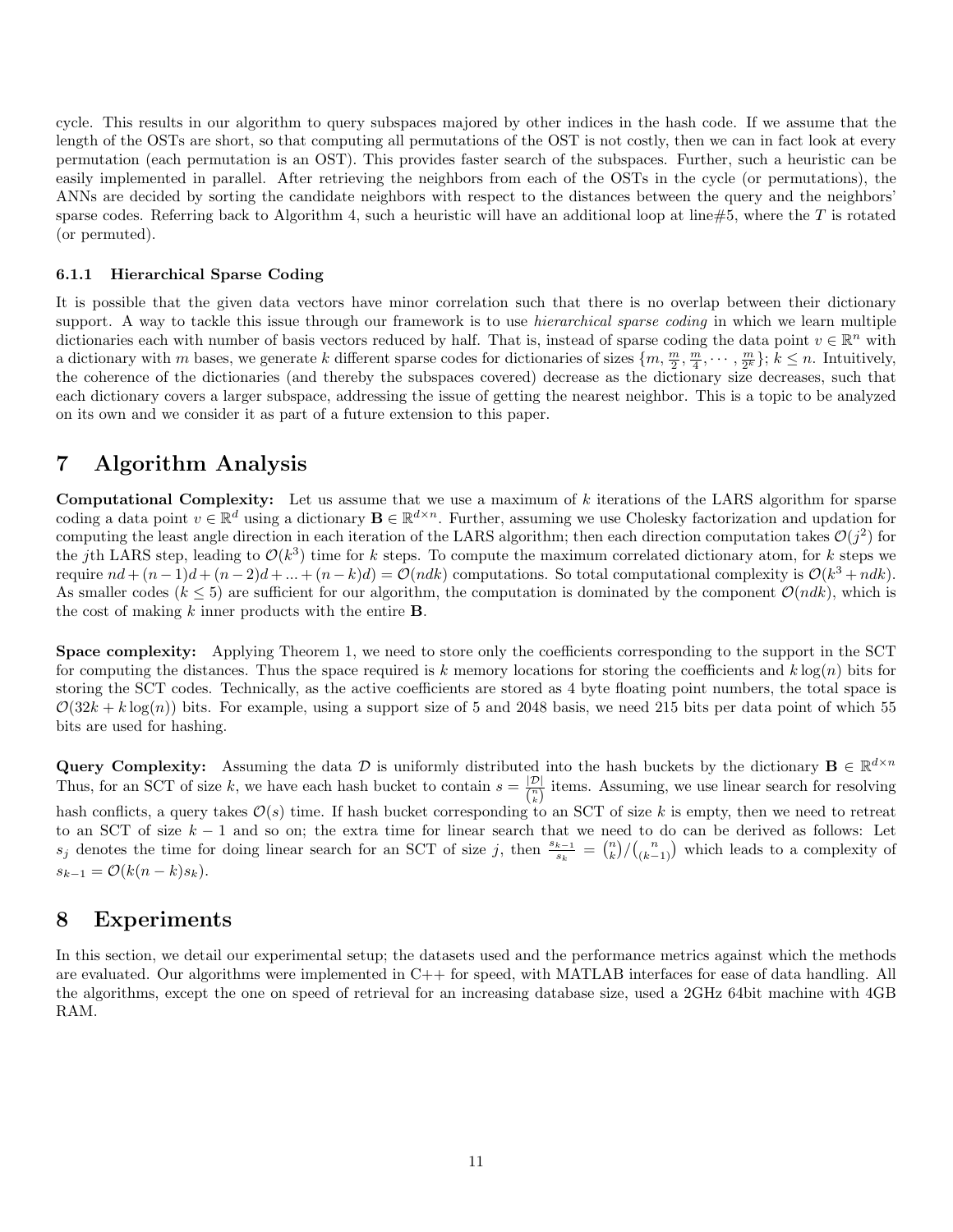cycle. This results in our algorithm to query subspaces majored by other indices in the hash code. If we assume that the length of the OSTs are short, so that computing all permutations of the OST is not costly, then we can in fact look at every permutation (each permutation is an OST). This provides faster search of the subspaces. Further, such a heuristic can be easily implemented in parallel. After retrieving the neighbors from each of the OSTs in the cycle (or permutations), the ANNs are decided by sorting the candidate neighbors with respect to the distances between the query and the neighbors' sparse codes. Referring back to Algorithm 4, such a heuristic will have an additional loop at line#5, where the $T$ is rotated (or permuted).

### 6.1.1 Hierarchical Sparse Coding

It is possible that the given data vectors have minor correlation such that there is no overlap between their dictionary support. A way to tackle this issue through our framework is to use *hierarchical sparse coding* in which we learn multiple dictionaries each with number of basis vectors reduced by half. That is, instead of sparse coding the data point $v \in \mathbb{R}^n$ with a dictionary with $m$ bases, we generate $k$ different sparse codes for dictionaries of sizes $\{m, \frac{m}{2}, \frac{m}{4}, \cdots, \frac{m}{2^k}\}$; $k \leq n$. Intuitively, the coherence of the dictionaries (and thereby the subspaces covered) decrease as the dictionary size decreases, such that each dictionary covers a larger subspace, addressing the issue of getting the nearest neighbor. This is a topic to be analyzed on its own and we consider it as part of a future extension to this paper.

# 7 Algorithm Analysis

**Computational Complexity:** Let us assume that we use a maximum of $k$ iterations of the LARS algorithm for sparse coding a data point $v \in \mathbb{R}^d$ using a dictionary $\mathbf{B} \in \mathbb{R}^{d \times n}$. Further, assuming we use Cholesky factorization and updation for computing the least angle direction in each iteration of the LARS algorithm; then each direction computation takes $\mathcal{O}(j^2)$ for the $j$th LARS step, leading to $\mathcal{O}(k^3)$ time for $k$ steps. To compute the maximum correlated dictionary atom, for $k$ steps we require $nd + (n-1)d + (n-2)d + ... + (n-k)d) = \mathcal{O}(ndk)$ computations. So total computational complexity is $\mathcal{O}(k^3 + ndk)$. As smaller codes ($k \leq 5$) are sufficient for our algorithm, the computation is dominated by the component $\mathcal{O}(ndk)$, which is the cost of making $k$ inner products with the entire $\mathbf{B}$.

**Space complexity:** Applying Theorem 1, we need to store only the coefficients corresponding to the support in the SCT for computing the distances. Thus the space required is $k$ memory locations for storing the coefficients and $k \log(n)$ bits for storing the SCT codes. Technically, as the active coefficients are stored as 4 byte floating point numbers, the total space is $\mathcal{O}(32k + k \log(n))$ bits. For example, using a support size of 5 and 2048 basis, we need 215 bits per data point of which 55 bits are used for hashing.

**Query Complexity:** Assuming the data $\mathcal{D}$ is uniformly distributed into the hash buckets by the dictionary $\mathbf{B} \in \mathbb{R}^{d \times n}$ Thus, for an SCT of size $k$, we have each hash bucket to contain $s = \frac{|\mathcal{D}|}{\binom{n}{k}}$ items. Assuming, we use linear search for resolving hash conflicts, a query takes $\mathcal{O}(s)$ time. If hash bucket corresponding to an SCT of size $k$ is empty, then we need to retreat to an SCT of size $k-1$ and so on; the extra time for linear search that we need to do can be derived as follows: Let $s_j$ denotes the time for doing linear search for an SCT of size $j$, then $\frac{s_{k-1}}{s_k} = \binom{n}{k} / \binom{n}{(k-1)}$ which leads to a complexity of $s_{k-1} = \mathcal{O}(k(n-k)s_k)$.

# 8 Experiments

In this section, we detail our experimental setup; the datasets used and the performance metrics against which the methods are evaluated. Our algorithms were implemented in C++ for speed, with MATLAB interfaces for ease of data handling. All the algorithms, except the one on speed of retrieval for an increasing database size, used a 2GHz 64bit machine with 4GB RAM.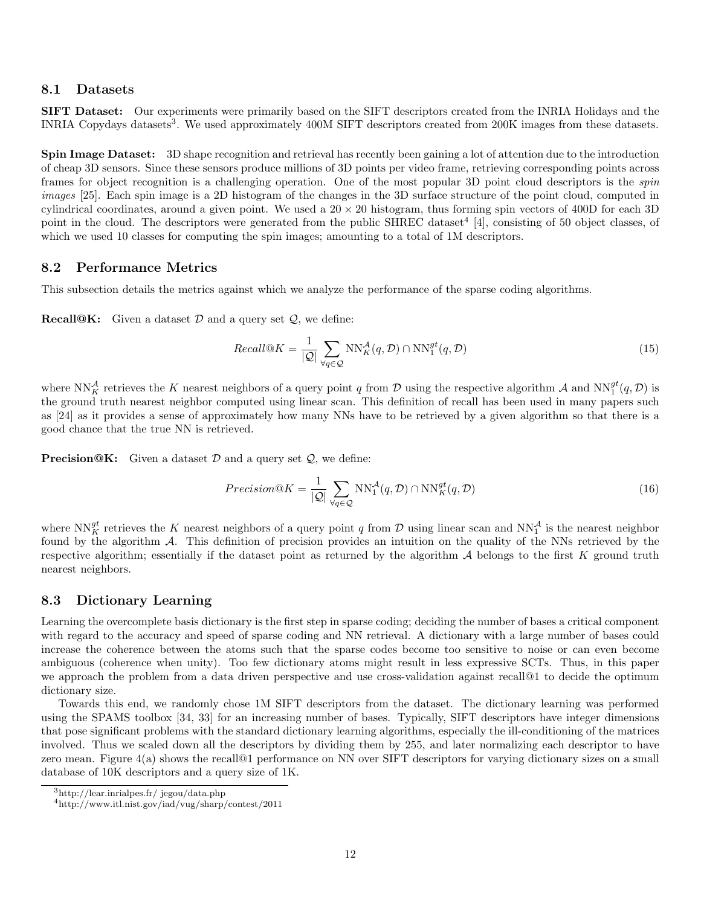### 8.1 Datasets

**SIFT Dataset:** Our experiments were primarily based on the SIFT descriptors created from the INRIA Holidays and the INRIA Copydays datasets[3]. We used approximately 400M SIFT descriptors created from 200K images from these datasets.

**Spin Image Dataset:** 3D shape recognition and retrieval has recently been gaining a lot of attention due to the introduction of cheap 3D sensors. Since these sensors produce millions of 3D points per video frame, retrieving corresponding points across frames for object recognition is a challenging operation. One of the most popular 3D point cloud descriptors is the *spin images* [25]. Each spin image is a 2D histogram of the changes in the 3D surface structure of the point cloud, computed in cylindrical coordinates, around a given point. We used a $20 \times 20$ histogram, thus forming spin vectors of 400D for each 3D point in the cloud. The descriptors were generated from the public SHREC dataset[4] [4], consisting of 50 object classes, of which we used 10 classes for computing the spin images; amounting to a total of 1M descriptors.

### 8.2 Performance Metrics

This subsection details the metrics against which we analyze the performance of the sparse coding algorithms.

**Recall@K:** Given a dataset $\mathcal{D}$ and a query set $\mathcal{Q}$, we define:

$$Recall@K = \frac{1}{|\mathcal{Q}|} \sum_{\forall q \in \mathcal{Q}} \mathrm{NN}_K^{\mathcal{A}}(q, \mathcal{D}) \cap \mathrm{NN}_1^{gt}(q, \mathcal{D}) \tag{15}$$

where $\mathrm{NN}_K^{\mathcal{A}}$ retrieves the $K$ nearest neighbors of a query point $q$ from $\mathcal{D}$ using the respective algorithm $\mathcal{A}$ and $\mathrm{NN}_1^{gt}(q, \mathcal{D})$ is the ground truth nearest neighbor computed using linear scan. This definition of recall has been used in many papers such as [24] as it provides a sense of approximately how many NNs have to be retrieved by a given algorithm so that there is a good chance that the true NN is retrieved.

**Precision@K:** Given a dataset $\mathcal{D}$ and a query set $\mathcal{Q}$, we define:

$$Precision@K = \frac{1}{|\mathcal{Q}|} \sum_{\forall q \in \mathcal{Q}} \mathrm{NN}_1^{\mathcal{A}}(q, \mathcal{D}) \cap \mathrm{NN}_K^{gt}(q, \mathcal{D}) \tag{16}$$

where $\mathrm{NN}_K^{gt}$ retrieves the $K$ nearest neighbors of a query point $q$ from $\mathcal{D}$ using linear scan and $\mathrm{NN}_1^{\mathcal{A}}$ is the nearest neighbor found by the algorithm $\mathcal{A}$. This definition of precision provides an intuition on the quality of the NNs retrieved by the respective algorithm; essentially if the dataset point as returned by the algorithm $\mathcal{A}$ belongs to the first $K$ ground truth nearest neighbors.

### 8.3 Dictionary Learning

Learning the overcomplete basis dictionary is the first step in sparse coding; deciding the number of bases a critical component with regard to the accuracy and speed of sparse coding and NN retrieval. A dictionary with a large number of bases could increase the coherence between the atoms such that the sparse codes become too sensitive to noise or can even become ambiguous (coherence when unity). Too few dictionary atoms might result in less expressive SCTs. Thus, in this paper we approach the problem from a data driven perspective and use cross-validation against recall@1 to decide the optimum dictionary size.

Towards this end, we randomly chose 1M SIFT descriptors from the dataset. The dictionary learning was performed using the SPAMS toolbox [34, 33] for an increasing number of bases. Typically, SIFT descriptors have integer dimensions that pose significant problems with the standard dictionary learning algorithms, especially the ill-conditioning of the matrices involved. Thus we scaled down all the descriptors by dividing them by 255, and later normalizing each descriptor to have zero mean. Figure 4(a) shows the recall@1 performance on NN over SIFT descriptors for varying dictionary sizes on a small database of 10K descriptors and a query size of 1K.

[3] http://lear.inrialpes.fr/ jegou/data.php

[4] http://www.itl.nist.gov/iad/vug/sharp/contest/2011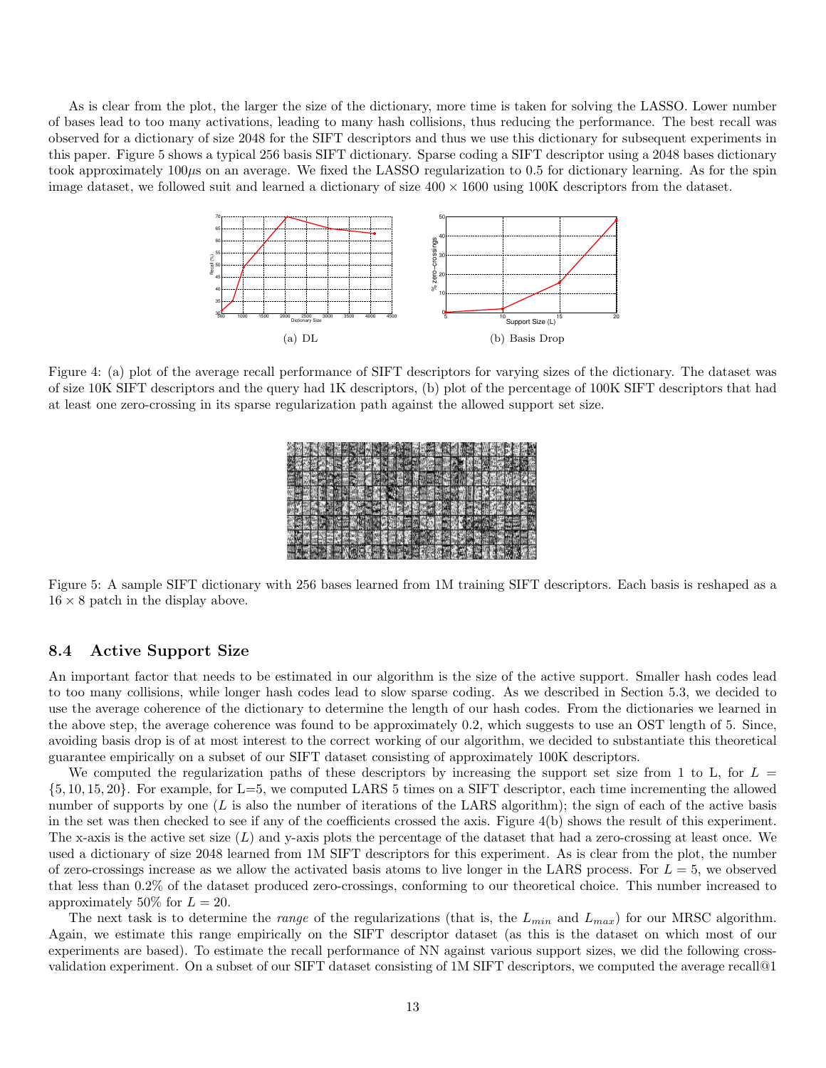As is clear from the plot, the larger the size of the dictionary, more time is taken for solving the LASSO. Lower number of bases lead to too many activations, leading to many hash collisions, thus reducing the performance. The best recall was observed for a dictionary of size 2048 for the SIFT descriptors and thus we use this dictionary for subsequent experiments in this paper. Figure 5 shows a typical 256 basis SIFT dictionary. Sparse coding a SIFT descriptor using a 2048 bases dictionary took approximately 100$\mu$s on an average. We fixed the LASSO regularization to 0.5 for dictionary learning. As for the spin image dataset, we followed suit and learned a dictionary of size $400 \times 1600$ using 100K descriptors from the dataset.

(a) DL

(b) Basis Drop

Figure 4: (a) plot of the average recall performance of SIFT descriptors for varying sizes of the dictionary. The dataset was of size 10K SIFT descriptors and the query had 1K descriptors, (b) plot of the percentage of 100K SIFT descriptors that had at least one zero-crossing in its sparse regularization path against the allowed support set size.

Figure 5: A sample SIFT dictionary with 256 bases learned from 1M training SIFT descriptors. Each basis is reshaped as a $16 \times 8$ patch in the display above.

### 8.4 Active Support Size

An important factor that needs to be estimated in our algorithm is the size of the active support. Smaller hash codes lead to too many collisions, while longer hash codes lead to slow sparse coding. As we described in Section 5.3, we decided to use the average coherence of the dictionary to determine the length of our hash codes. From the dictionaries we learned in the above step, the average coherence was found to be approximately 0.2, which suggests to use an OST length of 5. Since, avoiding basis drop is of at most interest to the correct working of our algorithm, we decided to substantiate this theoretical guarantee empirically on a subset of our SIFT dataset consisting of approximately 100K descriptors.

We computed the regularization paths of these descriptors by increasing the support set size from 1 to L, for $L = \{5, 10, 15, 20\}$. For example, for L=5, we computed LARS 5 times on a SIFT descriptor, each time incrementing the allowed number of supports by one ($L$ is also the number of iterations of the LARS algorithm); the sign of each of the active basis in the set was then checked to see if any of the coefficients crossed the axis. Figure 4(b) shows the result of this experiment. The x-axis is the active set size ($L$) and y-axis plots the percentage of the dataset that had a zero-crossing at least once. We used a dictionary of size 2048 learned from 1M SIFT descriptors for this experiment. As is clear from the plot, the number of zero-crossings increase as we allow the activated basis atoms to live longer in the LARS process. For $L = 5$, we observed that less than 0.2% of the dataset produced zero-crossings, conforming to our theoretical choice. This number increased to approximately 50% for $L = 20$.

The next task is to determine the *range* of the regularizations (that is, the $L_{min}$ and $L_{max}$) for our MRSC algorithm. Again, we estimate this range empirically on the SIFT descriptor dataset (as this is the dataset on which most of our experiments are based). To estimate the recall performance of NN against various support sizes, we did the following cross-validation experiment. On a subset of our SIFT dataset consisting of 1M SIFT descriptors, we computed the average recall@1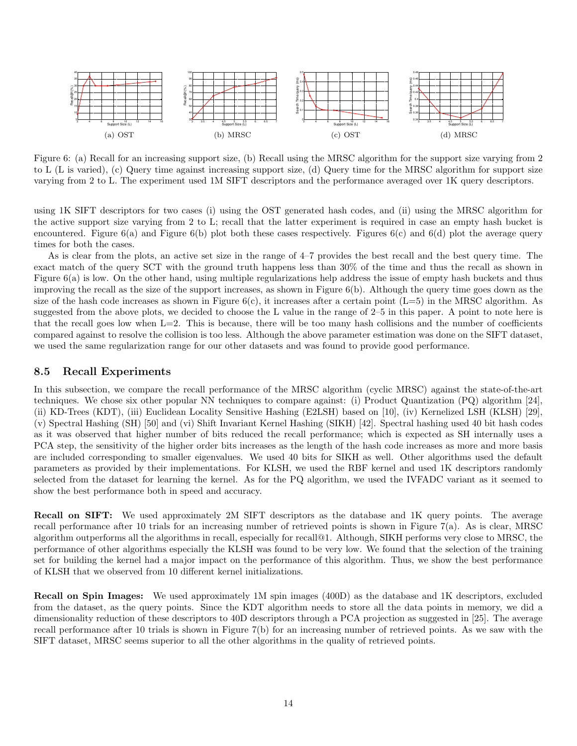(a) OST (b) MRSC (c) OST (d) MRSC

Figure 6: (a) Recall for an increasing support size, (b) Recall using the MRSC algorithm for the support size varying from 2 to L (L is varied), (c) Query time against increasing support size, (d) Query time for the MRSC algorithm for support size varying from 2 to L. The experiment used 1M SIFT descriptors and the performance averaged over 1K query descriptors.

using 1K SIFT descriptors for two cases (i) using the OST generated hash codes, and (ii) using the MRSC algorithm for the active support size varying from 2 to L; recall that the latter experiment is required in case an empty hash bucket is encountered. Figure 6(a) and Figure 6(b) plot both these cases respectively. Figures 6(c) and 6(d) plot the average query times for both the cases.

As is clear from the plots, an active set size in the range of 4–7 provides the best recall and the best query time. The exact match of the query SCT with the ground truth happens less than 30% of the time and thus the recall as shown in Figure 6(a) is low. On the other hand, using multiple regularizations help address the issue of empty hash buckets and thus improving the recall as the size of the support increases, as shown in Figure 6(b). Although the query time goes down as the size of the hash code increases as shown in Figure 6(c), it increases after a certain point (L=5) in the MRSC algorithm. As suggested from the above plots, we decided to choose the L value in the range of 2–5 in this paper. A point to note here is that the recall goes low when L=2. This is because, there will be too many hash collisions and the number of coefficients compared against to resolve the collision is too less. Although the above parameter estimation was done on the SIFT dataset, we used the same regularization range for our other datasets and was found to provide good performance.

### 8.5 Recall Experiments

In this subsection, we compare the recall performance of the MRSC algorithm (cyclic MRSC) against the state-of-the-art techniques. We chose six other popular NN techniques to compare against: (i) Product Quantization (PQ) algorithm [24], (ii) KD-Trees (KDT), (iii) Euclidean Locality Sensitive Hashing (E2LSH) based on [10], (iv) Kernelized LSH (KLSH) [29], (v) Spectral Hashing (SH) [50] and (vi) Shift Invariant Kernel Hashing (SIKH) [42]. Spectral hashing used 40 bit hash codes as it was observed that higher number of bits reduced the recall performance; which is expected as SH internally uses a PCA step, the sensitivity of the higher order bits increases as the length of the hash code increases as more and more basis are included corresponding to smaller eigenvalues. We used 40 bits for SIKH as well. Other algorithms used the default parameters as provided by their implementations. For KLSH, we used the RBF kernel and used 1K descriptors randomly selected from the dataset for learning the kernel. As for the PQ algorithm, we used the IVFADC variant as it seemed to show the best performance both in speed and accuracy.

**Recall on SIFT:** We used approximately 2M SIFT descriptors as the database and 1K query points. The average recall performance after 10 trials for an increasing number of retrieved points is shown in Figure 7(a). As is clear, MRSC algorithm outperforms all the algorithms in recall, especially for recall@1. Although, SIKH performs very close to MRSC, the performance of other algorithms especially the KLSH was found to be very low. We found that the selection of the training set for building the kernel had a major impact on the performance of this algorithm. Thus, we show the best performance of KLSH that we observed from 10 different kernel initializations.

**Recall on Spin Images:** We used approximately 1M spin images (400D) as the database and 1K descriptors, excluded from the dataset, as the query points. Since the KDT algorithm needs to store all the data points in memory, we did a dimensionality reduction of these descriptors to 40D descriptors through a PCA projection as suggested in [25]. The average recall performance after 10 trials is shown in Figure 7(b) for an increasing number of retrieved points. As we saw with the SIFT dataset, MRSC seems superior to all the other algorithms in the quality of retrieved points.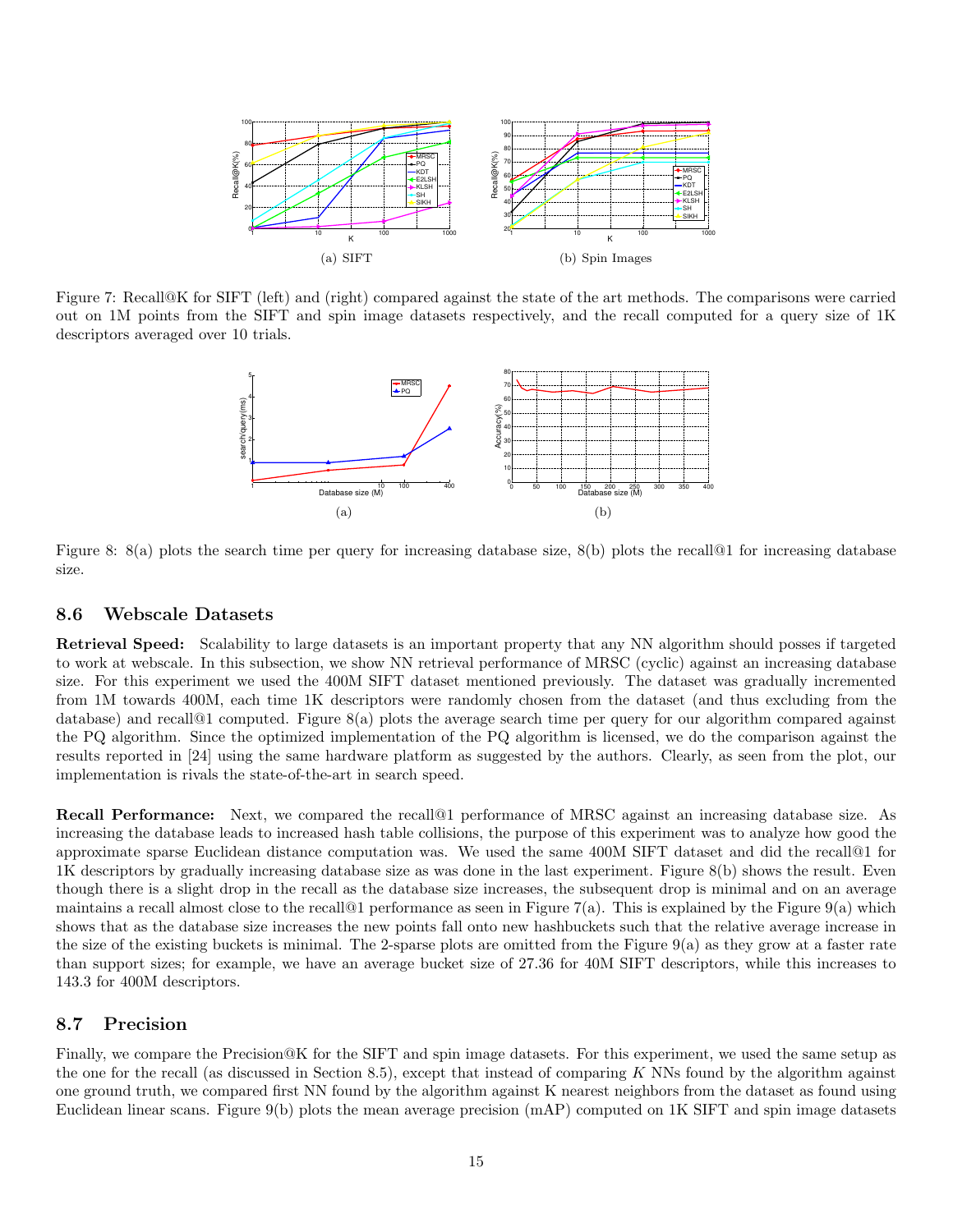(a) SIFT

(b) Spin Images

Figure 7: Recall@K for SIFT (left) and (right) compared against the state of the art methods. The comparisons were carried out on 1M points from the SIFT and spin image datasets respectively, and the recall computed for a query size of 1K descriptors averaged over 10 trials.

(a)

(b)

Figure 8: 8(a) plots the search time per query for increasing database size, 8(b) plots the recall@1 for increasing database size.

## 8.6 Webscale Datasets

**Retrieval Speed:** Scalability to large datasets is an important property that any NN algorithm should posses if targeted to work at webscale. In this subsection, we show NN retrieval performance of MRSC (cyclic) against an increasing database size. For this experiment we used the 400M SIFT dataset mentioned previously. The dataset was gradually incremented from 1M towards 400M, each time 1K descriptors were randomly chosen from the dataset (and thus excluding from the database) and recall@1 computed. Figure 8(a) plots the average search time per query for our algorithm compared against the PQ algorithm. Since the optimized implementation of the PQ algorithm is licensed, we do the comparison against the results reported in [24] using the same hardware platform as suggested by the authors. Clearly, as seen from the plot, our implementation is rivals the state-of-the-art in search speed.

**Recall Performance:** Next, we compared the recall@1 performance of MRSC against an increasing database size. As increasing the database leads to increased hash table collisions, the purpose of this experiment was to analyze how good the approximate sparse Euclidean distance computation was. We used the same 400M SIFT dataset and did the recall@1 for 1K descriptors by gradually increasing database size as was done in the last experiment. Figure 8(b) shows the result. Even though there is a slight drop in the recall as the database size increases, the subsequent drop is minimal and on an average maintains a recall almost close to the recall@1 performance as seen in Figure 7(a). This is explained by the Figure 9(a) which shows that as the database size increases the new points fall onto new hashbuckets such that the relative average increase in the size of the existing buckets is minimal. The 2-sparse plots are omitted from the Figure 9(a) as they grow at a faster rate than support sizes; for example, we have an average bucket size of 27.36 for 40M SIFT descriptors, while this increases to 143.3 for 400M descriptors.

## 8.7 Precision

Finally, we compare the Precision@K for the SIFT and spin image datasets. For this experiment, we used the same setup as the one for the recall (as discussed in Section 8.5), except that instead of comparing $K$ NNs found by the algorithm against one ground truth, we compared first NN found by the algorithm against K nearest neighbors from the dataset as found using Euclidean linear scans. Figure 9(b) plots the mean average precision (mAP) computed on 1K SIFT and spin image datasets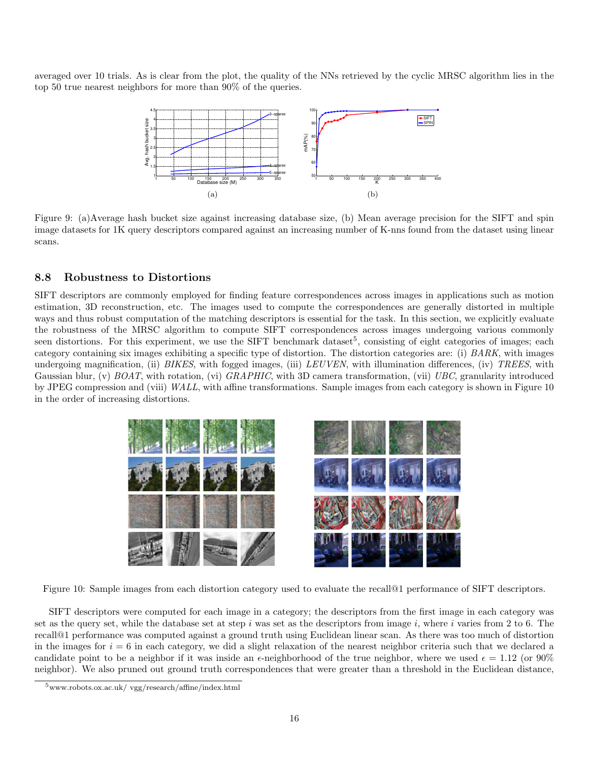averaged over 10 trials. As is clear from the plot, the quality of the NNs retrieved by the cyclic MRSC algorithm lies in the top 50 true nearest neighbors for more than 90% of the queries.

Figure 9: (a)Average hash bucket size against increasing database size, (b) Mean average precision for the SIFT and spin image datasets for 1K query descriptors compared against an increasing number of K-nns found from the dataset using linear scans.

## 8.8 Robustness to Distortions

SIFT descriptors are commonly employed for finding feature correspondences across images in applications such as motion estimation, 3D reconstruction, etc. The images used to compute the correspondences are generally distorted in multiple ways and thus robust computation of the matching descriptors is essential for the task. In this section, we explicitly evaluate the robustness of the MRSC algorithm to compute SIFT correspondences across images undergoing various commonly seen distortions. For this experiment, we use the SIFT benchmark dataset[5], consisting of eight categories of images; each category containing six images exhibiting a specific type of distortion. The distortion categories are: (i) *BARK*, with images undergoing magnification, (ii) *BIKES*, with fogged images, (iii) *LEUVEN*, with illumination differences, (iv) *TREES*, with Gaussian blur, (v) *BOAT*, with rotation, (vi) *GRAPHIC*, with 3D camera transformation, (vii) *UBC*, granularity introduced by JPEG compression and (viii) *WALL*, with affine transformations. Sample images from each category is shown in Figure 10 in the order of increasing distortions.

Figure 10: Sample images from each distortion category used to evaluate the recall@1 performance of SIFT descriptors.

SIFT descriptors were computed for each image in a category; the descriptors from the first image in each category was set as the query set, while the database set at step $i$ was set as the descriptors from image $i$, where $i$ varies from 2 to 6. The recall@1 performance was computed against a ground truth using Euclidean linear scan. As there was too much of distortion in the images for $i = 6$ in each category, we did a slight relaxation of the nearest neighbor criteria such that we declared a candidate point to be a neighbor if it was inside an $\epsilon$-neighborhood of the true neighbor, where we used $\epsilon = 1.12$ (or 90% neighbor). We also pruned out ground truth correspondences that were greater than a threshold in the Euclidean distance,

[5] www.robots.ox.ac.uk/ vgg/research/affine/index.html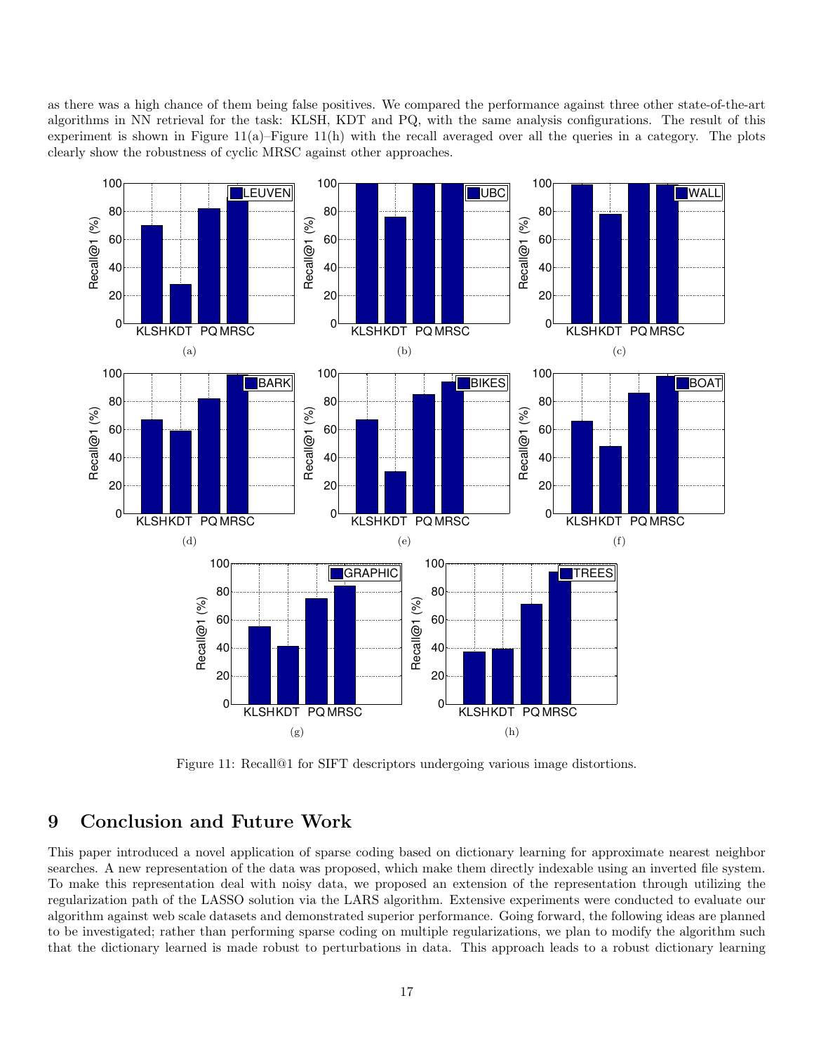as there was a high chance of them being false positives. We compared the performance against three other state-of-the-art algorithms in NN retrieval for the task: KLSH, KDT and PQ, with the same analysis configurations. The result of this experiment is shown in Figure 11(a)–Figure 11(h) with the recall averaged over all the queries in a category. The plots clearly show the robustness of cyclic MRSC against other approaches.

Figure 11: Recall@1 for SIFT descriptors undergoing various image distortions.

## 9 Conclusion and Future Work

This paper introduced a novel application of sparse coding based on dictionary learning for approximate nearest neighbor searches. A new representation of the data was proposed, which make them directly indexable using an inverted file system. To make this representation deal with noisy data, we proposed an extension of the representation through utilizing the regularization path of the LASSO solution via the LARS algorithm. Extensive experiments were conducted to evaluate our algorithm against web scale datasets and demonstrated superior performance. Going forward, the following ideas are planned to be investigated; rather than performing sparse coding on multiple regularizations, we plan to modify the algorithm such that the dictionary learned is made robust to perturbations in data. This approach leads to a robust dictionary learning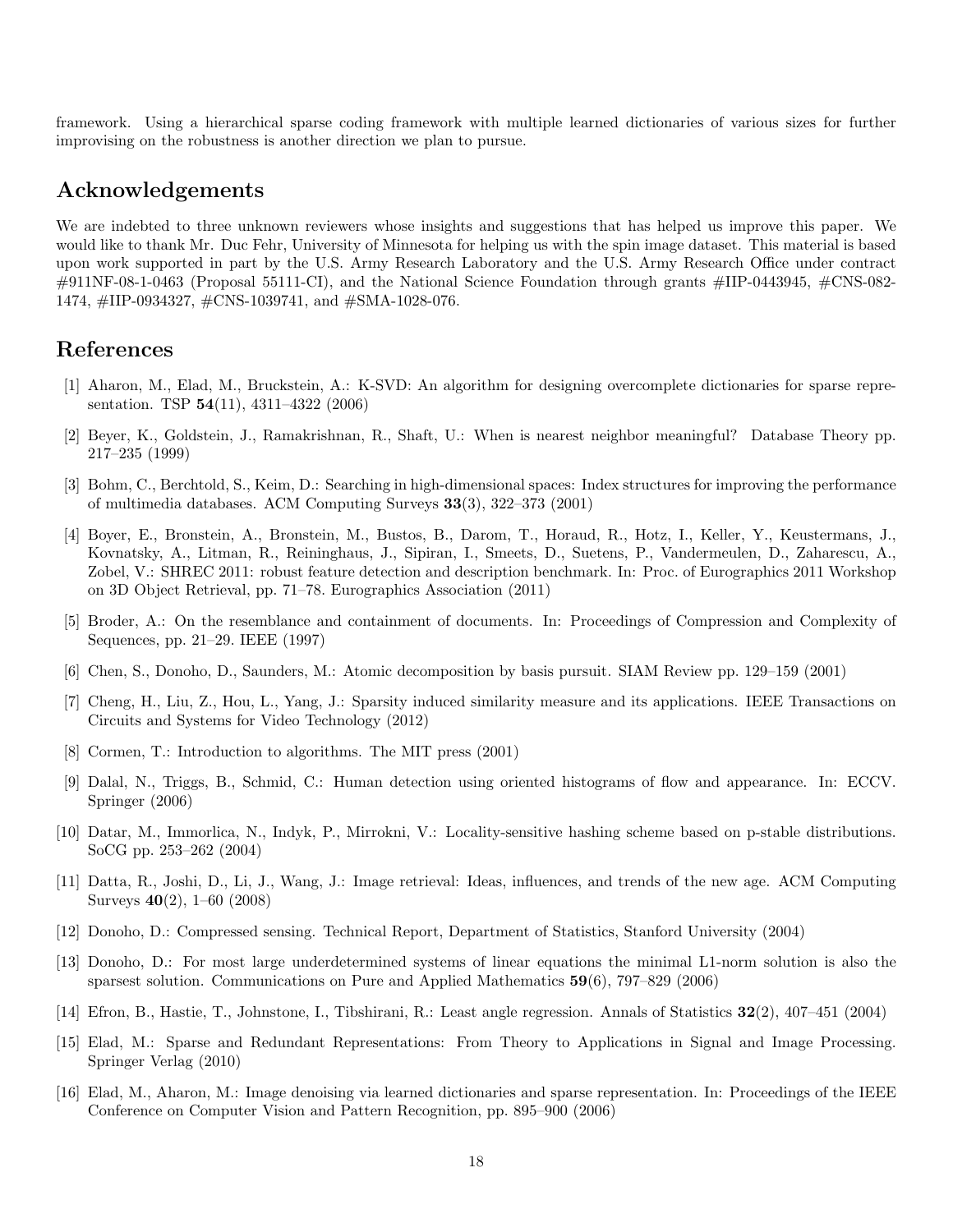framework. Using a hierarchical sparse coding framework with multiple learned dictionaries of various sizes for further improvising on the robustness is another direction we plan to pursue.

## Acknowledgements

We are indebted to three unknown reviewers whose insights and suggestions that has helped us improve this paper. We would like to thank Mr. Duc Fehr, University of Minnesota for helping us with the spin image dataset. This material is based upon work supported in part by the U.S. Army Research Laboratory and the U.S. Army Research Office under contract #911NF-08-1-0463 (Proposal 55111-CI), and the National Science Foundation through grants #IIP-0443945, #CNS-082-1474, #IIP-0934327, #CNS-1039741, and #SMA-1028-076.

## References

[1] Aharon, M., Elad, M., Bruckstein, A.: K-SVD: An algorithm for designing overcomplete dictionaries for sparse representation. TSP **54**(11), 4311–4322 (2006)

[2] Beyer, K., Goldstein, J., Ramakrishnan, R., Shaft, U.: When is nearest neighbor meaningful? Database Theory pp. 217–235 (1999)

[3] Bohm, C., Berchtold, S., Keim, D.: Searching in high-dimensional spaces: Index structures for improving the performance of multimedia databases. ACM Computing Surveys **33**(3), 322–373 (2001)

[4] Boyer, E., Bronstein, A., Bronstein, M., Bustos, B., Darom, T., Horaud, R., Hotz, I., Keller, Y., Keustermans, J., Kovnatsky, A., Litman, R., Reininghaus, J., Sipiran, I., Smeets, D., Suetens, P., Vandermeulen, D., Zaharescu, A., Zobel, V.: SHREC 2011: robust feature detection and description benchmark. In: Proc. of Eurographics 2011 Workshop on 3D Object Retrieval, pp. 71–78. Eurographics Association (2011)

[5] Broder, A.: On the resemblance and containment of documents. In: Proceedings of Compression and Complexity of Sequences, pp. 21–29. IEEE (1997)

[6] Chen, S., Donoho, D., Saunders, M.: Atomic decomposition by basis pursuit. SIAM Review pp. 129–159 (2001)

[7] Cheng, H., Liu, Z., Hou, L., Yang, J.: Sparsity induced similarity measure and its applications. IEEE Transactions on Circuits and Systems for Video Technology (2012)

[8] Cormen, T.: Introduction to algorithms. The MIT press (2001)

[9] Dalal, N., Triggs, B., Schmid, C.: Human detection using oriented histograms of flow and appearance. In: ECCV. Springer (2006)

[10] Datar, M., Immorlica, N., Indyk, P., Mirrokni, V.: Locality-sensitive hashing scheme based on p-stable distributions. SoCG pp. 253–262 (2004)

[11] Datta, R., Joshi, D., Li, J., Wang, J.: Image retrieval: Ideas, influences, and trends of the new age. ACM Computing Surveys **40**(2), 1–60 (2008)

[12] Donoho, D.: Compressed sensing. Technical Report, Department of Statistics, Stanford University (2004)

[13] Donoho, D.: For most large underdetermined systems of linear equations the minimal L1-norm solution is also the sparsest solution. Communications on Pure and Applied Mathematics **59**(6), 797–829 (2006)

[14] Efron, B., Hastie, T., Johnstone, I., Tibshirani, R.: Least angle regression. Annals of Statistics **32**(2), 407–451 (2004)

[15] Elad, M.: Sparse and Redundant Representations: From Theory to Applications in Signal and Image Processing. Springer Verlag (2010)

[16] Elad, M., Aharon, M.: Image denoising via learned dictionaries and sparse representation. In: Proceedings of the IEEE Conference on Computer Vision and Pattern Recognition, pp. 895–900 (2006)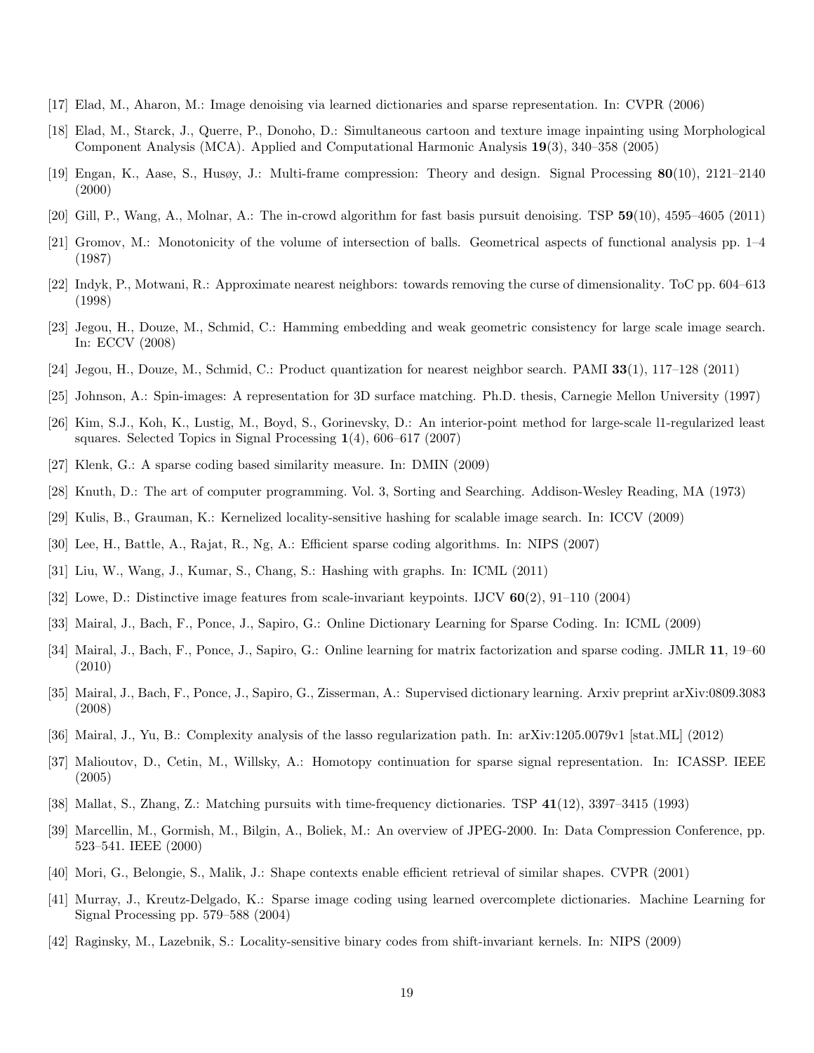[17] Elad, M., Aharon, M.: Image denoising via learned dictionaries and sparse representation. In: CVPR (2006)

[18] Elad, M., Starck, J., Querre, P., Donoho, D.: Simultaneous cartoon and texture image inpainting using Morphological Component Analysis (MCA). Applied and Computational Harmonic Analysis **19**(3), 340–358 (2005)

[19] Engan, K., Aase, S., Husøy, J.: Multi-frame compression: Theory and design. Signal Processing **80**(10), 2121–2140 (2000)

[20] Gill, P., Wang, A., Molnar, A.: The in-crowd algorithm for fast basis pursuit denoising. TSP **59**(10), 4595–4605 (2011)

[21] Gromov, M.: Monotonicity of the volume of intersection of balls. Geometrical aspects of functional analysis pp. 1–4 (1987)

[22] Indyk, P., Motwani, R.: Approximate nearest neighbors: towards removing the curse of dimensionality. ToC pp. 604–613 (1998)

[23] Jegou, H., Douze, M., Schmid, C.: Hamming embedding and weak geometric consistency for large scale image search. In: ECCV (2008)

[24] Jegou, H., Douze, M., Schmid, C.: Product quantization for nearest neighbor search. PAMI **33**(1), 117–128 (2011)

[25] Johnson, A.: Spin-images: A representation for 3D surface matching. Ph.D. thesis, Carnegie Mellon University (1997)

[26] Kim, S.J., Koh, K., Lustig, M., Boyd, S., Gorinevsky, D.: An interior-point method for large-scale l1-regularized least squares. Selected Topics in Signal Processing **1**(4), 606–617 (2007)

[27] Klenk, G.: A sparse coding based similarity measure. In: DMIN (2009)

[28] Knuth, D.: The art of computer programming. Vol. 3, Sorting and Searching. Addison-Wesley Reading, MA (1973)

[29] Kulis, B., Grauman, K.: Kernelized locality-sensitive hashing for scalable image search. In: ICCV (2009)

[30] Lee, H., Battle, A., Rajat, R., Ng, A.: Efficient sparse coding algorithms. In: NIPS (2007)

[31] Liu, W., Wang, J., Kumar, S., Chang, S.: Hashing with graphs. In: ICML (2011)

[32] Lowe, D.: Distinctive image features from scale-invariant keypoints. IJCV **60**(2), 91–110 (2004)

[33] Mairal, J., Bach, F., Ponce, J., Sapiro, G.: Online Dictionary Learning for Sparse Coding. In: ICML (2009)

[34] Mairal, J., Bach, F., Ponce, J., Sapiro, G.: Online learning for matrix factorization and sparse coding. JMLR **11**, 19–60 (2010)

[35] Mairal, J., Bach, F., Ponce, J., Sapiro, G., Zisserman, A.: Supervised dictionary learning. Arxiv preprint arXiv:0809.3083 (2008)

[36] Mairal, J., Yu, B.: Complexity analysis of the lasso regularization path. In: arXiv:1205.0079v1 [stat.ML] (2012)

[37] Malioutov, D., Cetin, M., Willsky, A.: Homotopy continuation for sparse signal representation. In: ICASSP. IEEE (2005)

[38] Mallat, S., Zhang, Z.: Matching pursuits with time-frequency dictionaries. TSP **41**(12), 3397–3415 (1993)

[39] Marcellin, M., Gormish, M., Bilgin, A., Boliek, M.: An overview of JPEG-2000. In: Data Compression Conference, pp. 523–541. IEEE (2000)

[40] Mori, G., Belongie, S., Malik, J.: Shape contexts enable efficient retrieval of similar shapes. CVPR (2001)

[41] Murray, J., Kreutz-Delgado, K.: Sparse image coding using learned overcomplete dictionaries. Machine Learning for Signal Processing pp. 579–588 (2004)

[42] Raginsky, M., Lazebnik, S.: Locality-sensitive binary codes from shift-invariant kernels. In: NIPS (2009)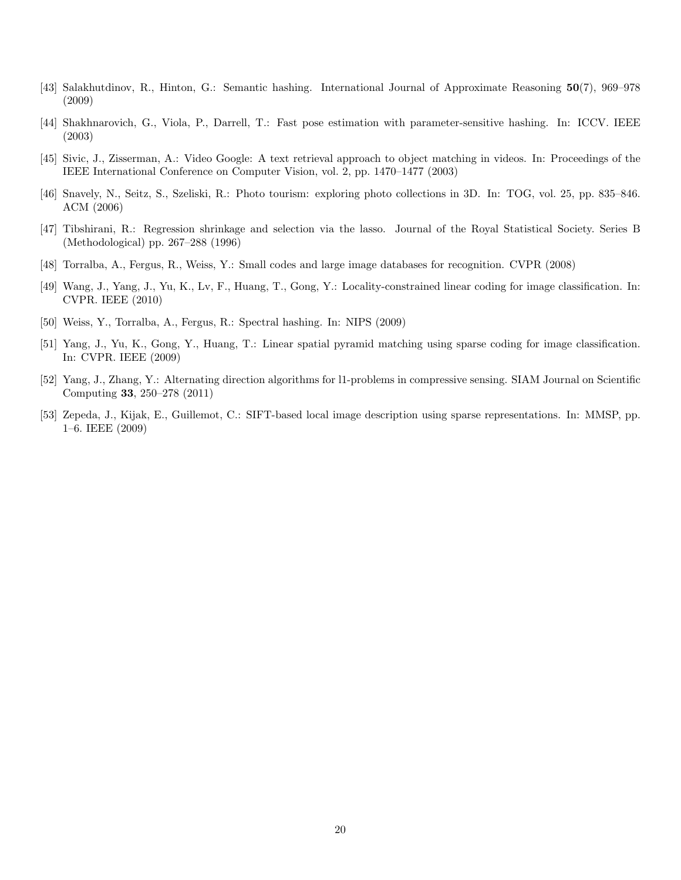[43] Salakhutdinov, R., Hinton, G.: Semantic hashing. International Journal of Approximate Reasoning **50**(7), 969–978 (2009)

[44] Shakhnarovich, G., Viola, P., Darrell, T.: Fast pose estimation with parameter-sensitive hashing. In: ICCV. IEEE (2003)

[45] Sivic, J., Zisserman, A.: Video Google: A text retrieval approach to object matching in videos. In: Proceedings of the IEEE International Conference on Computer Vision, vol. 2, pp. 1470–1477 (2003)

[46] Snavely, N., Seitz, S., Szeliski, R.: Photo tourism: exploring photo collections in 3D. In: TOG, vol. 25, pp. 835–846. ACM (2006)

[47] Tibshirani, R.: Regression shrinkage and selection via the lasso. Journal of the Royal Statistical Society. Series B (Methodological) pp. 267–288 (1996)

[48] Torralba, A., Fergus, R., Weiss, Y.: Small codes and large image databases for recognition. CVPR (2008)

[49] Wang, J., Yang, J., Yu, K., Lv, F., Huang, T., Gong, Y.: Locality-constrained linear coding for image classification. In: CVPR. IEEE (2010)

[50] Weiss, Y., Torralba, A., Fergus, R.: Spectral hashing. In: NIPS (2009)

[51] Yang, J., Yu, K., Gong, Y., Huang, T.: Linear spatial pyramid matching using sparse coding for image classification. In: CVPR. IEEE (2009)

[52] Yang, J., Zhang, Y.: Alternating direction algorithms for l1-problems in compressive sensing. SIAM Journal on Scientific Computing **33**, 250–278 (2011)

[53] Zepeda, J., Kijak, E., Guillemot, C.: SIFT-based local image description using sparse representations. In: MMSP, pp. 1–6. IEEE (2009)